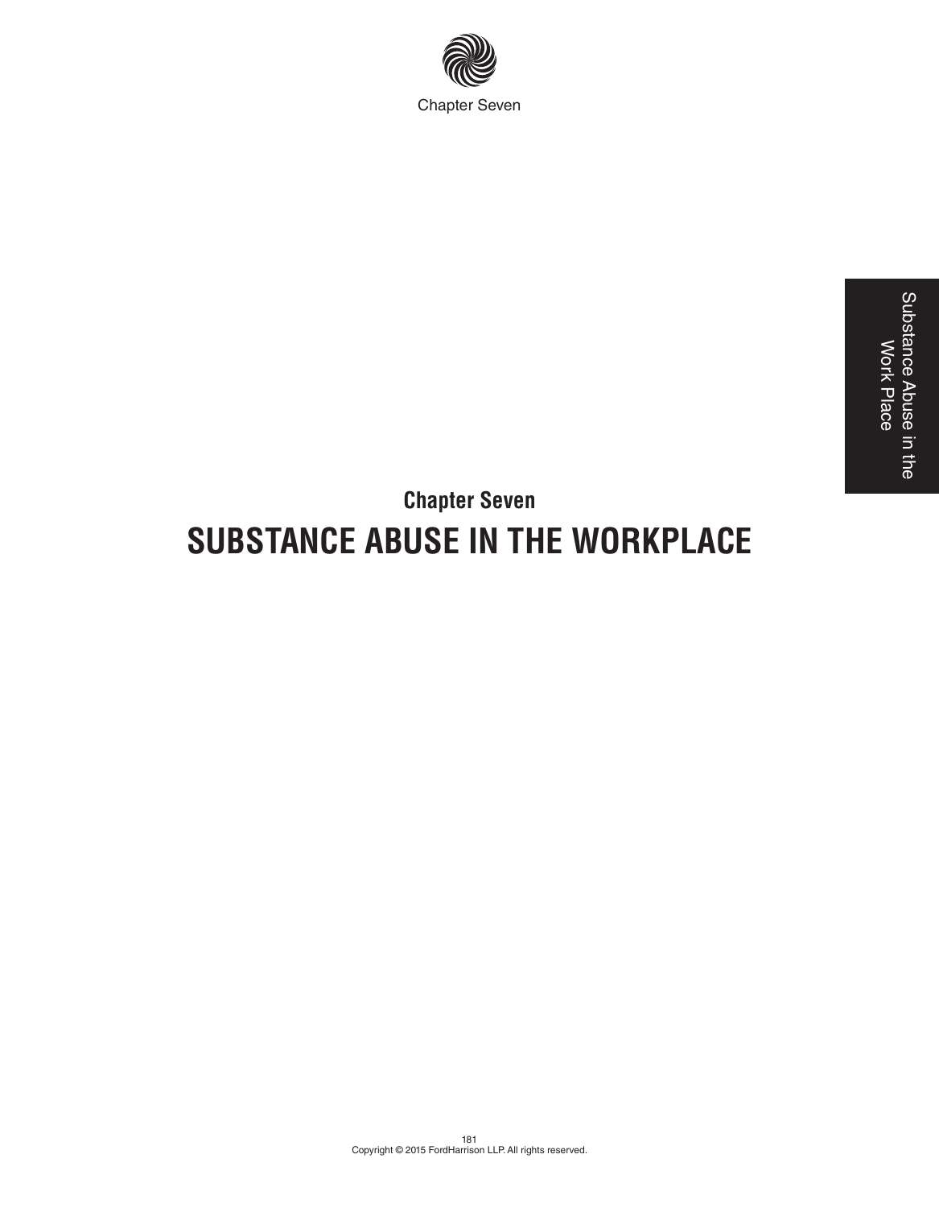# Chapter Seven

## SUBSTANCE ABUSE IN THE WORKPLACE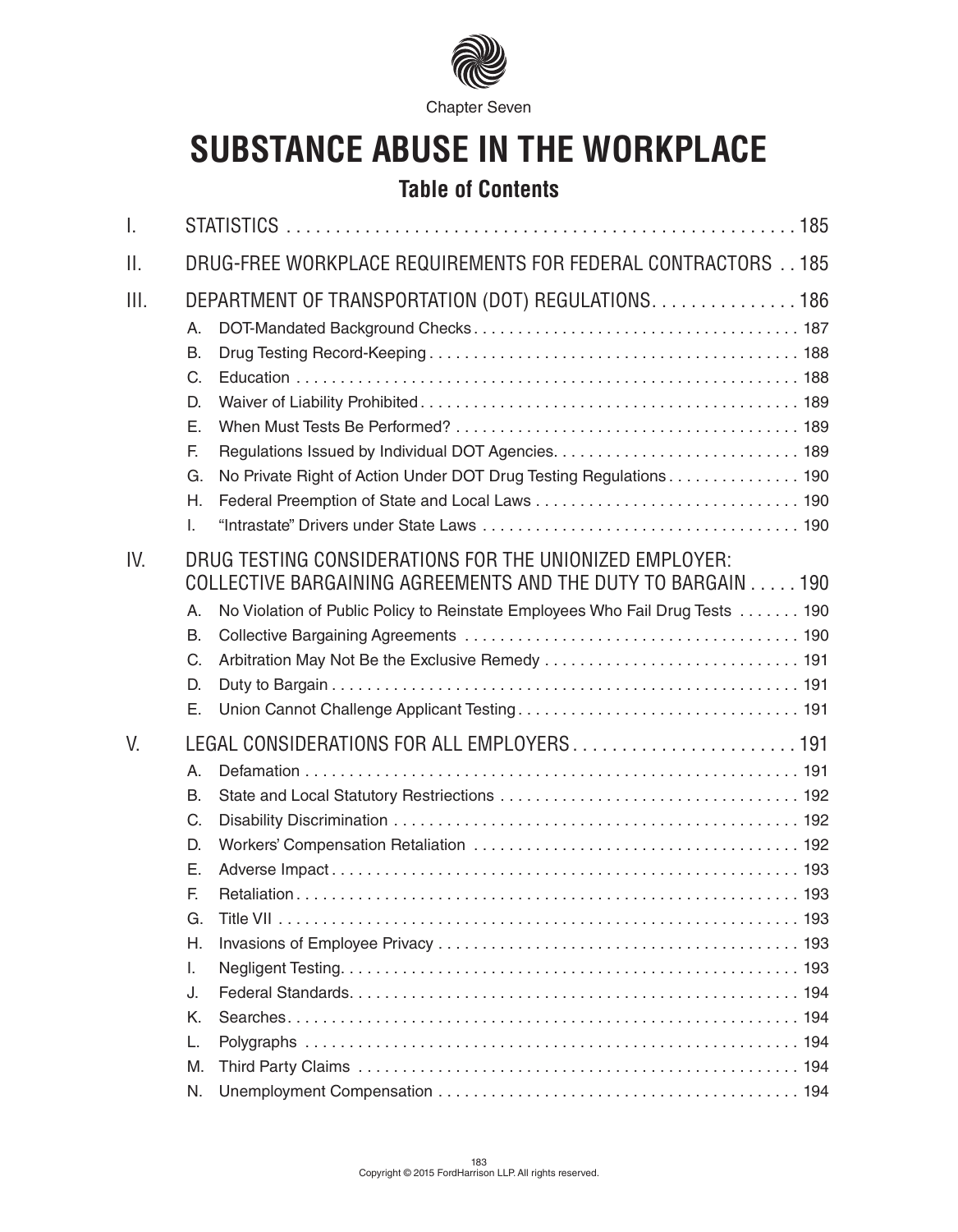Chapter Seven

# SUBSTANCE ABUSE IN THE WORKPLACE

## Table of Contents

I. STATISTICS . . . . . 185

II. DRUG-FREE WORKPLACE REQUIREMENTS FOR FEDERAL CONTRACTORS . . 185

III. DEPARTMENT OF TRANSPORTATION (DOT) REGULATIONS. . . . . 186

- A. DOT-Mandated Background Checks . . . . . 187
- B. Drug Testing Record-Keeping . . . . . 188
- C. Education . . . . . 188
- D. Waiver of Liability Prohibited . . . . . 189
- E. When Must Tests Be Performed? . . . . . 189
- F. Regulations Issued by Individual DOT Agencies. . . . . 189
- G. No Private Right of Action Under DOT Drug Testing Regulations . . . . . 190
- H. Federal Preemption of State and Local Laws . . . . . 190
- I. "Intrastate" Drivers under State Laws . . . . . 190

IV. DRUG TESTING CONSIDERATIONS FOR THE UNIONIZED EMPLOYER: COLLECTIVE BARGAINING AGREEMENTS AND THE DUTY TO BARGAIN . . . . . 190

- A. No Violation of Public Policy to Reinstate Employees Who Fail Drug Tests . . . . . 190
- B. Collective Bargaining Agreements . . . . . 190
- C. Arbitration May Not Be the Exclusive Remedy . . . . . 191
- D. Duty to Bargain . . . . . 191
- E. Union Cannot Challenge Applicant Testing . . . . . 191

V. LEGAL CONSIDERATIONS FOR ALL EMPLOYERS . . . . . 191

- A. Defamation . . . . . 191
- B. State and Local Statutory Restrictions . . . . . 192
- C. Disability Discrimination . . . . . 192
- D. Workers' Compensation Retaliation . . . . . 192
- E. Adverse Impact . . . . . 193
- F. Retaliation . . . . . 193
- G. Title VII . . . . . 193
- H. Invasions of Employee Privacy . . . . . 193
- I. Negligent Testing. . . . . 193
- J. Federal Standards. . . . . 194
- K. Searches. . . . . 194
- L. Polygraphs . . . . . 194
- M. Third Party Claims . . . . . 194
- N. Unemployment Compensation . . . . . 194

Copyright © 2015 FordHarrison LLP. All rights reserved.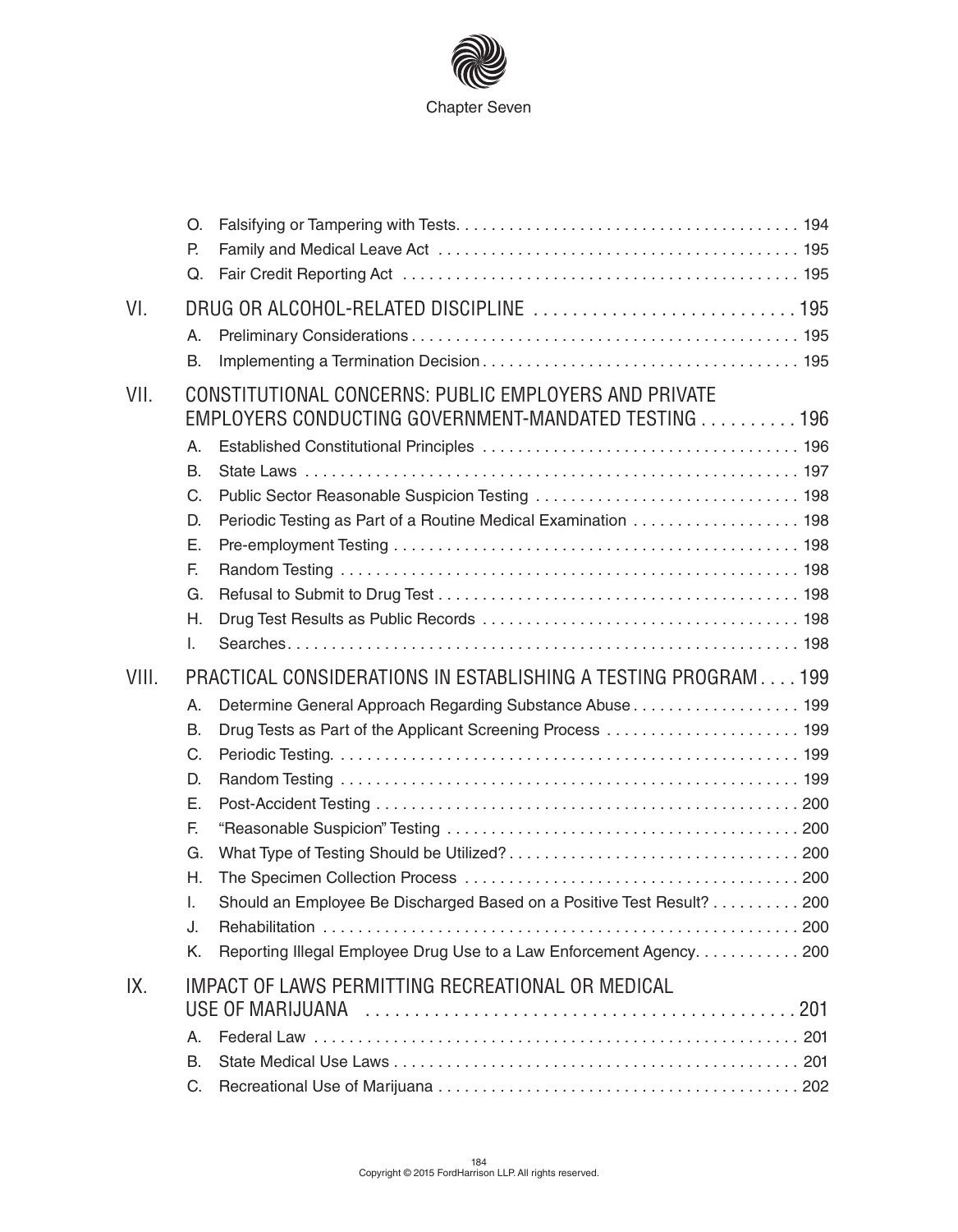Chapter Seven

- O. Falsifying or Tampering with Tests . . . . . . . . . . 194
- P. Family and Medical Leave Act . . . . . . . . . . 195
- Q. Fair Credit Reporting Act . . . . . . . . . . 195

VI. DRUG OR ALCOHOL-RELATED DISCIPLINE . . . . . . . . . . 195

- A. Preliminary Considerations . . . . . . . . . . 195
- B. Implementing a Termination Decision . . . . . . . . . . 195

VII. CONSTITUTIONAL CONCERNS: PUBLIC EMPLOYERS AND PRIVATE EMPLOYERS CONDUCTING GOVERNMENT-MANDATED TESTING . . . . . . . . . . 196

- A. Established Constitutional Principles . . . . . . . . . . 196
- B. State Laws . . . . . . . . . . 197
- C. Public Sector Reasonable Suspicion Testing . . . . . . . . . . 198
- D. Periodic Testing as Part of a Routine Medical Examination . . . . . . . . . . 198
- E. Pre-employment Testing . . . . . . . . . . 198
- F. Random Testing . . . . . . . . . . 198
- G. Refusal to Submit to Drug Test . . . . . . . . . . 198
- H. Drug Test Results as Public Records . . . . . . . . . . 198
- I. Searches . . . . . . . . . . 198

VIII. PRACTICAL CONSIDERATIONS IN ESTABLISHING A TESTING PROGRAM . . . . 199

- A. Determine General Approach Regarding Substance Abuse . . . . . . . . . . 199
- B. Drug Tests as Part of the Applicant Screening Process . . . . . . . . . . 199
- C. Periodic Testing . . . . . . . . . . 199
- D. Random Testing . . . . . . . . . . 199
- E. Post-Accident Testing . . . . . . . . . . 200
- F. "Reasonable Suspicion" Testing . . . . . . . . . . 200
- G. What Type of Testing Should be Utilized? . . . . . . . . . . 200
- H. The Specimen Collection Process . . . . . . . . . . 200
- I. Should an Employee Be Discharged Based on a Positive Test Result? . . . . . . . . . . 200
- J. Rehabilitation . . . . . . . . . . 200
- K. Reporting Illegal Employee Drug Use to a Law Enforcement Agency . . . . . . . . . . 200

IX. IMPACT OF LAWS PERMITTING RECREATIONAL OR MEDICAL USE OF MARIJUANA . . . . . . . . . . 201

- A. Federal Law . . . . . . . . . . 201
- B. State Medical Use Laws . . . . . . . . . . 201
- C. Recreational Use of Marijuana . . . . . . . . . . 202

Copyright © 2015 FordHarrison LLP. All rights reserved.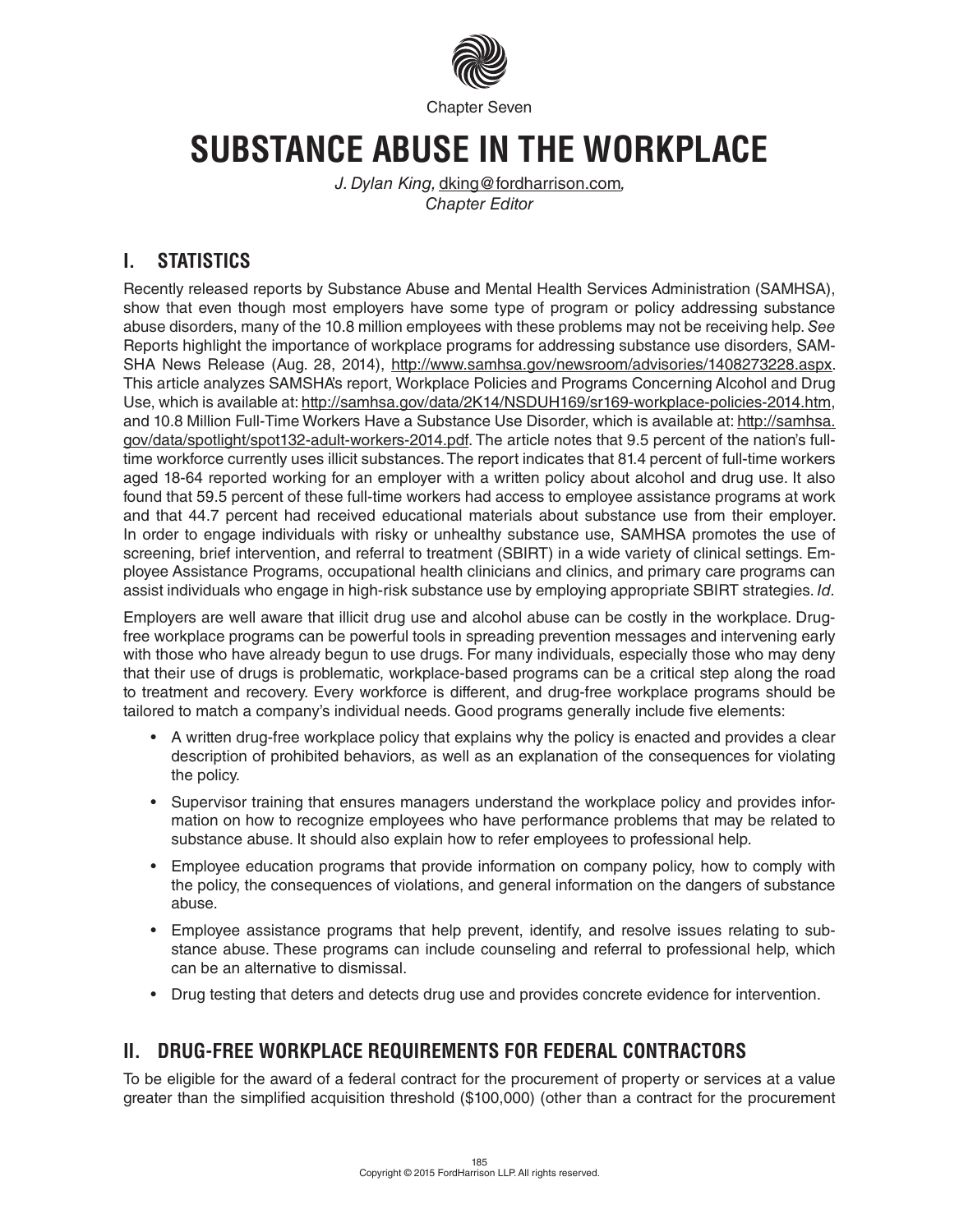Chapter Seven

# SUBSTANCE ABUSE IN THE WORKPLACE

*J. Dylan King,* dking@fordharrison.com*,*
*Chapter Editor*

## I. STATISTICS

Recently released reports by Substance Abuse and Mental Health Services Administration (SAMHSA), show that even though most employers have some type of program or policy addressing substance abuse disorders, many of the 10.8 million employees with these problems may not be receiving help. *See* Reports highlight the importance of workplace programs for addressing substance use disorders, SAMSHA News Release (Aug. 28, 2014), http://www.samhsa.gov/newsroom/advisories/1408273228.aspx. This article analyzes SAMSHA's report, Workplace Policies and Programs Concerning Alcohol and Drug Use, which is available at: http://samhsa.gov/data/2K14/NSDUH169/sr169-workplace-policies-2014.htm, and 10.8 Million Full-Time Workers Have a Substance Use Disorder, which is available at: http://samhsa.gov/data/spotlight/spot132-adult-workers-2014.pdf. The article notes that 9.5 percent of the nation's full-time workforce currently uses illicit substances. The report indicates that 81.4 percent of full-time workers aged 18-64 reported working for an employer with a written policy about alcohol and drug use. It also found that 59.5 percent of these full-time workers had access to employee assistance programs at work and that 44.7 percent had received educational materials about substance use from their employer. In order to engage individuals with risky or unhealthy substance use, SAMHSA promotes the use of screening, brief intervention, and referral to treatment (SBIRT) in a wide variety of clinical settings. Employee Assistance Programs, occupational health clinicians and clinics, and primary care programs can assist individuals who engage in high-risk substance use by employing appropriate SBIRT strategies. *Id.*

Employers are well aware that illicit drug use and alcohol abuse can be costly in the workplace. Drug-free workplace programs can be powerful tools in spreading prevention messages and intervening early with those who have already begun to use drugs. For many individuals, especially those who may deny that their use of drugs is problematic, workplace-based programs can be a critical step along the road to treatment and recovery. Every workforce is different, and drug-free workplace programs should be tailored to match a company's individual needs. Good programs generally include five elements:

- A written drug-free workplace policy that explains why the policy is enacted and provides a clear description of prohibited behaviors, as well as an explanation of the consequences for violating the policy.
- Supervisor training that ensures managers understand the workplace policy and provides information on how to recognize employees who have performance problems that may be related to substance abuse. It should also explain how to refer employees to professional help.
- Employee education programs that provide information on company policy, how to comply with the policy, the consequences of violations, and general information on the dangers of substance abuse.
- Employee assistance programs that help prevent, identify, and resolve issues relating to substance abuse. These programs can include counseling and referral to professional help, which can be an alternative to dismissal.
- Drug testing that deters and detects drug use and provides concrete evidence for intervention.

## II. DRUG-FREE WORKPLACE REQUIREMENTS FOR FEDERAL CONTRACTORS

To be eligible for the award of a federal contract for the procurement of property or services at a value greater than the simplified acquisition threshold ($100,000) (other than a contract for the procurement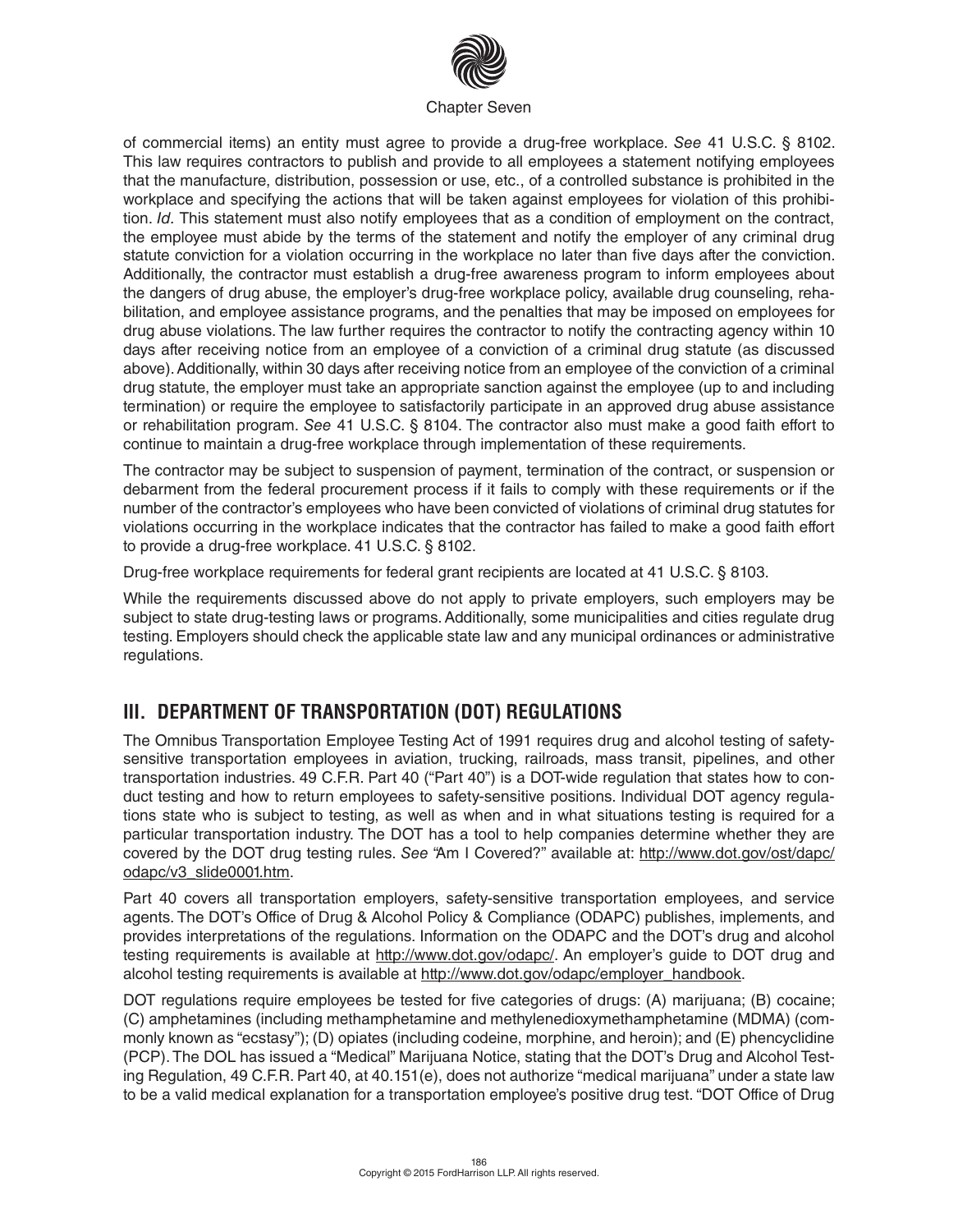of commercial items) an entity must agree to provide a drug-free workplace. *See* 41 U.S.C. § 8102. This law requires contractors to publish and provide to all employees a statement notifying employees that the manufacture, distribution, possession or use, etc., of a controlled substance is prohibited in the workplace and specifying the actions that will be taken against employees for violation of this prohibition. *Id.* This statement must also notify employees that as a condition of employment on the contract, the employee must abide by the terms of the statement and notify the employer of any criminal drug statute conviction for a violation occurring in the workplace no later than five days after the conviction. Additionally, the contractor must establish a drug-free awareness program to inform employees about the dangers of drug abuse, the employer's drug-free workplace policy, available drug counseling, rehabilitation, and employee assistance programs, and the penalties that may be imposed on employees for drug abuse violations. The law further requires the contractor to notify the contracting agency within 10 days after receiving notice from an employee of a conviction of a criminal drug statute (as discussed above). Additionally, within 30 days after receiving notice from an employee of the conviction of a criminal drug statute, the employer must take an appropriate sanction against the employee (up to and including termination) or require the employee to satisfactorily participate in an approved drug abuse assistance or rehabilitation program. *See* 41 U.S.C. § 8104. The contractor also must make a good faith effort to continue to maintain a drug-free workplace through implementation of these requirements.

The contractor may be subject to suspension of payment, termination of the contract, or suspension or debarment from the federal procurement process if it fails to comply with these requirements or if the number of the contractor's employees who have been convicted of violations of criminal drug statutes for violations occurring in the workplace indicates that the contractor has failed to make a good faith effort to provide a drug-free workplace. 41 U.S.C. § 8102.

Drug-free workplace requirements for federal grant recipients are located at 41 U.S.C. § 8103.

While the requirements discussed above do not apply to private employers, such employers may be subject to state drug-testing laws or programs. Additionally, some municipalities and cities regulate drug testing. Employers should check the applicable state law and any municipal ordinances or administrative regulations.

## III. DEPARTMENT OF TRANSPORTATION (DOT) REGULATIONS

The Omnibus Transportation Employee Testing Act of 1991 requires drug and alcohol testing of safety-sensitive transportation employees in aviation, trucking, railroads, mass transit, pipelines, and other transportation industries. 49 C.F.R. Part 40 ("Part 40") is a DOT-wide regulation that states how to conduct testing and how to return employees to safety-sensitive positions. Individual DOT agency regulations state who is subject to testing, as well as when and in what situations testing is required for a particular transportation industry. The DOT has a tool to help companies determine whether they are covered by the DOT drug testing rules. *See* "Am I Covered?" available at: http://www.dot.gov/ost/dapc/odapc/v3_slide0001.htm.

Part 40 covers all transportation employers, safety-sensitive transportation employees, and service agents. The DOT's Office of Drug & Alcohol Policy & Compliance (ODAPC) publishes, implements, and provides interpretations of the regulations. Information on the ODAPC and the DOT's drug and alcohol testing requirements is available at http://www.dot.gov/odapc/. An employer's guide to DOT drug and alcohol testing requirements is available at http://www.dot.gov/odapc/employer_handbook.

DOT regulations require employees be tested for five categories of drugs: (A) marijuana; (B) cocaine; (C) amphetamines (including methamphetamine and methylenedioxymethamphetamine (MDMA) (commonly known as "ecstasy"); (D) opiates (including codeine, morphine, and heroin); and (E) phencyclidine (PCP). The DOL has issued a "Medical" Marijuana Notice, stating that the DOT's Drug and Alcohol Testing Regulation, 49 C.F.R. Part 40, at 40.151(e), does not authorize "medical marijuana" under a state law to be a valid medical explanation for a transportation employee's positive drug test. "DOT Office of Drug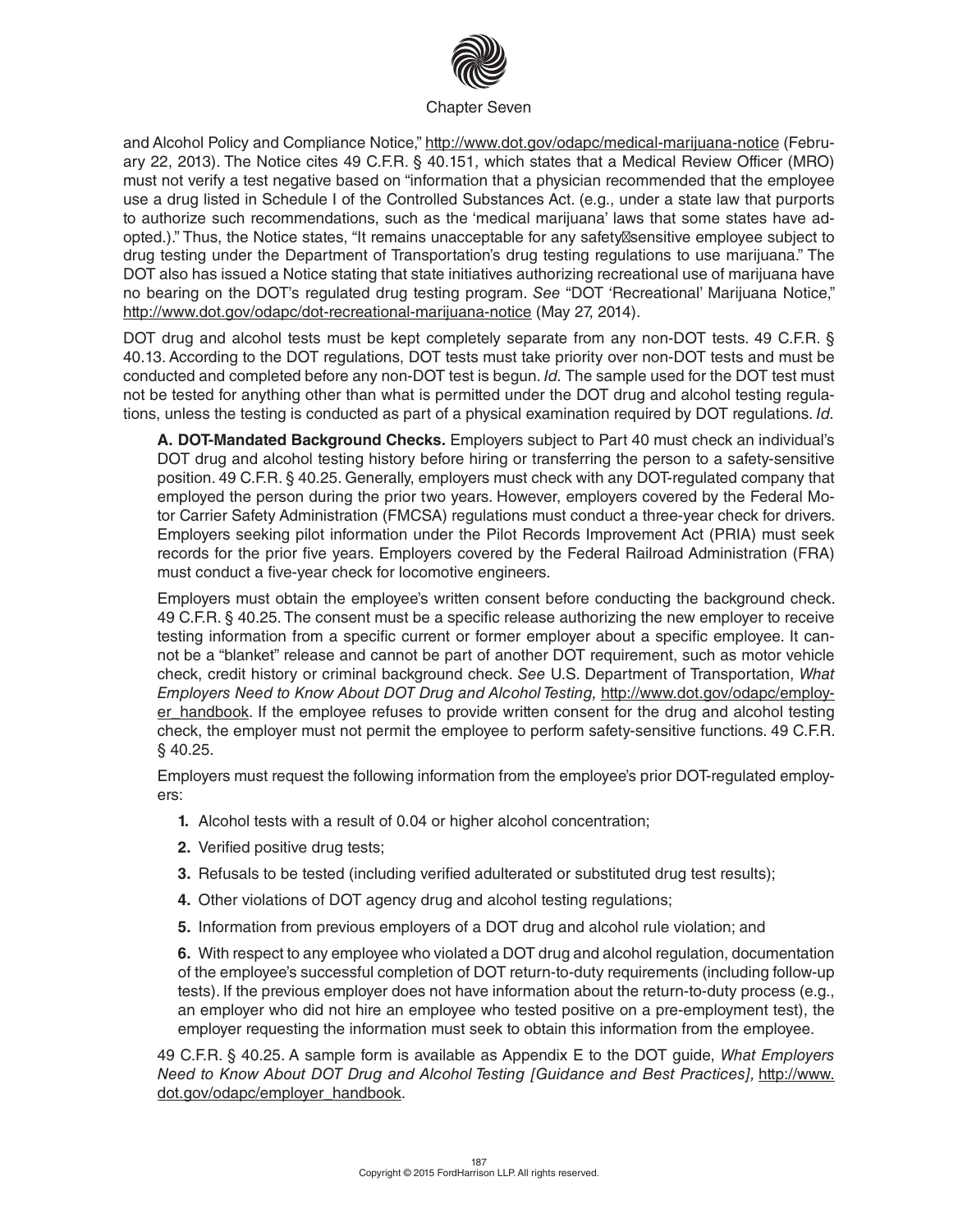and Alcohol Policy and Compliance Notice," http://www.dot.gov/odapc/medical-marijuana-notice (February 22, 2013). The Notice cites 49 C.F.R. § 40.151, which states that a Medical Review Officer (MRO) must not verify a test negative based on "information that a physician recommended that the employee use a drug listed in Schedule I of the Controlled Substances Act. (e.g., under a state law that purports to authorize such recommendations, such as the 'medical marijuana' laws that some states have adopted.)." Thus, the Notice states, "It remains unacceptable for any safety-sensitive employee subject to drug testing under the Department of Transportation's drug testing regulations to use marijuana." The DOT also has issued a Notice stating that state initiatives authorizing recreational use of marijuana have no bearing on the DOT's regulated drug testing program. *See* "DOT 'Recreational' Marijuana Notice," http://www.dot.gov/odapc/dot-recreational-marijuana-notice (May 27, 2014).

DOT drug and alcohol tests must be kept completely separate from any non-DOT tests. 49 C.F.R. § 40.13. According to the DOT regulations, DOT tests must take priority over non-DOT tests and must be conducted and completed before any non-DOT test is begun. *Id.* The sample used for the DOT test must not be tested for anything other than what is permitted under the DOT drug and alcohol testing regulations, unless the testing is conducted as part of a physical examination required by DOT regulations. *Id.*

**A. DOT-Mandated Background Checks.** Employers subject to Part 40 must check an individual's DOT drug and alcohol testing history before hiring or transferring the person to a safety-sensitive position. 49 C.F.R. § 40.25. Generally, employers must check with any DOT-regulated company that employed the person during the prior two years. However, employers covered by the Federal Motor Carrier Safety Administration (FMCSA) regulations must conduct a three-year check for drivers. Employers seeking pilot information under the Pilot Records Improvement Act (PRIA) must seek records for the prior five years. Employers covered by the Federal Railroad Administration (FRA) must conduct a five-year check for locomotive engineers.

Employers must obtain the employee's written consent before conducting the background check. 49 C.F.R. § 40.25. The consent must be a specific release authorizing the new employer to receive testing information from a specific current or former employer about a specific employee. It cannot be a "blanket" release and cannot be part of another DOT requirement, such as motor vehicle check, credit history or criminal background check. *See* U.S. Department of Transportation, *What Employers Need to Know About DOT Drug and Alcohol Testing,* http://www.dot.gov/odapc/employer_handbook. If the employee refuses to provide written consent for the drug and alcohol testing check, the employer must not permit the employee to perform safety-sensitive functions. 49 C.F.R. § 40.25.

Employers must request the following information from the employee's prior DOT-regulated employers:

1. Alcohol tests with a result of 0.04 or higher alcohol concentration;
2. Verified positive drug tests;
3. Refusals to be tested (including verified adulterated or substituted drug test results);
4. Other violations of DOT agency drug and alcohol testing regulations;
5. Information from previous employers of a DOT drug and alcohol rule violation; and
6. With respect to any employee who violated a DOT drug and alcohol regulation, documentation of the employee's successful completion of DOT return-to-duty requirements (including follow-up tests). If the previous employer does not have information about the return-to-duty process (e.g., an employer who did not hire an employee who tested positive on a pre-employment test), the employer requesting the information must seek to obtain this information from the employee.

49 C.F.R. § 40.25. A sample form is available as Appendix E to the DOT guide, *What Employers Need to Know About DOT Drug and Alcohol Testing [Guidance and Best Practices],* http://www.dot.gov/odapc/employer_handbook.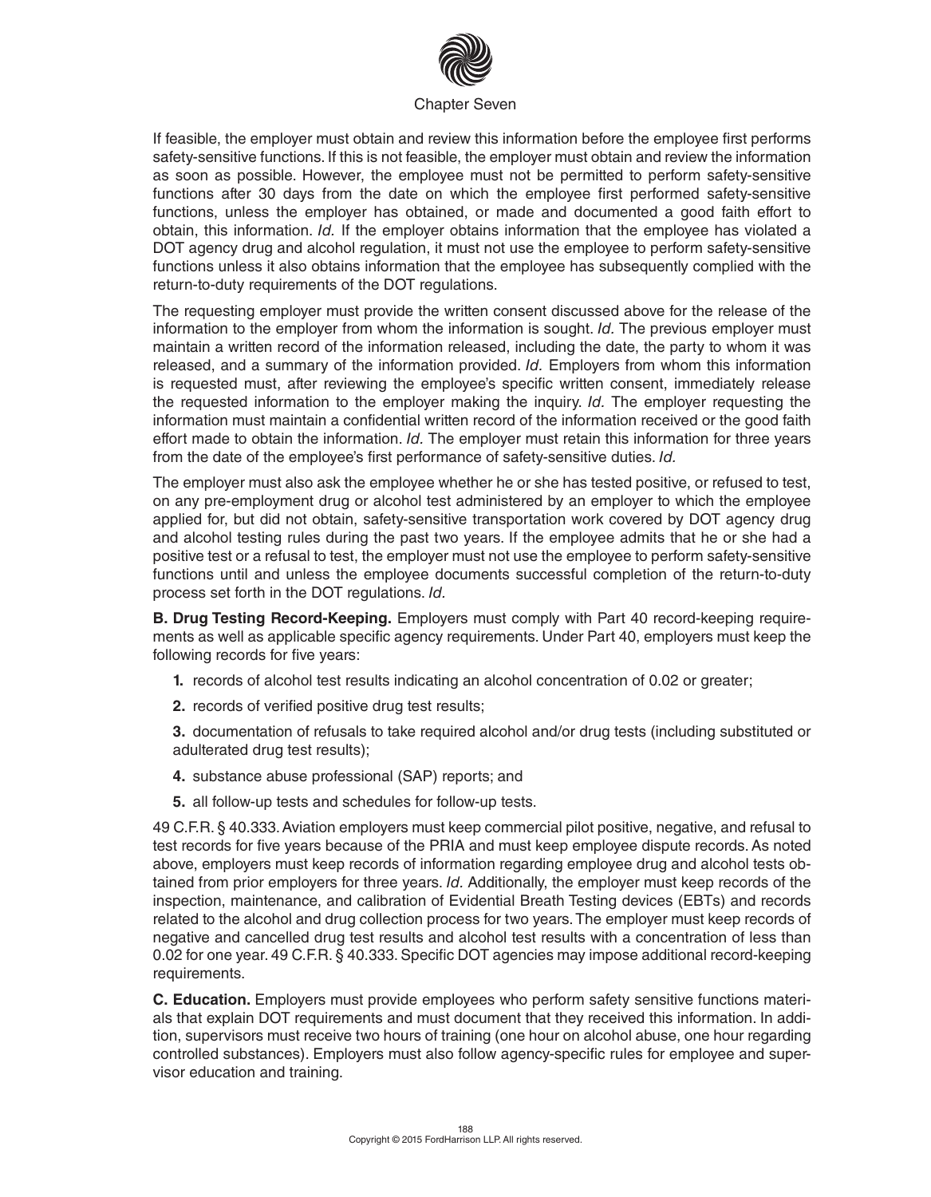If feasible, the employer must obtain and review this information before the employee first performs safety-sensitive functions. If this is not feasible, the employer must obtain and review the information as soon as possible. However, the employee must not be permitted to perform safety-sensitive functions after 30 days from the date on which the employee first performed safety-sensitive functions, unless the employer has obtained, or made and documented a good faith effort to obtain, this information. *Id.* If the employer obtains information that the employee has violated a DOT agency drug and alcohol regulation, it must not use the employee to perform safety-sensitive functions unless it also obtains information that the employee has subsequently complied with the return-to-duty requirements of the DOT regulations.

The requesting employer must provide the written consent discussed above for the release of the information to the employer from whom the information is sought. *Id.* The previous employer must maintain a written record of the information released, including the date, the party to whom it was released, and a summary of the information provided. *Id.* Employers from whom this information is requested must, after reviewing the employee's specific written consent, immediately release the requested information to the employer making the inquiry. *Id.* The employer requesting the information must maintain a confidential written record of the information received or the good faith effort made to obtain the information. *Id.* The employer must retain this information for three years from the date of the employee's first performance of safety-sensitive duties. *Id.*

The employer must also ask the employee whether he or she has tested positive, or refused to test, on any pre-employment drug or alcohol test administered by an employer to which the employee applied for, but did not obtain, safety-sensitive transportation work covered by DOT agency drug and alcohol testing rules during the past two years. If the employee admits that he or she had a positive test or a refusal to test, the employer must not use the employee to perform safety-sensitive functions until and unless the employee documents successful completion of the return-to-duty process set forth in the DOT regulations. *Id.*

**B. Drug Testing Record-Keeping.** Employers must comply with Part 40 record-keeping requirements as well as applicable specific agency requirements. Under Part 40, employers must keep the following records for five years:

1. records of alcohol test results indicating an alcohol concentration of 0.02 or greater;
2. records of verified positive drug test results;
3. documentation of refusals to take required alcohol and/or drug tests (including substituted or adulterated drug test results);
4. substance abuse professional (SAP) reports; and
5. all follow-up tests and schedules for follow-up tests.

49 C.F.R. § 40.333. Aviation employers must keep commercial pilot positive, negative, and refusal to test records for five years because of the PRIA and must keep employee dispute records. As noted above, employers must keep records of information regarding employee drug and alcohol tests obtained from prior employers for three years. *Id.* Additionally, the employer must keep records of the inspection, maintenance, and calibration of Evidential Breath Testing devices (EBTs) and records related to the alcohol and drug collection process for two years. The employer must keep records of negative and cancelled drug test results and alcohol test results with a concentration of less than 0.02 for one year. 49 C.F.R. § 40.333. Specific DOT agencies may impose additional record-keeping requirements.

**C. Education.** Employers must provide employees who perform safety sensitive functions materials that explain DOT requirements and must document that they received this information. In addition, supervisors must receive two hours of training (one hour on alcohol abuse, one hour regarding controlled substances). Employers must also follow agency-specific rules for employee and supervisor education and training.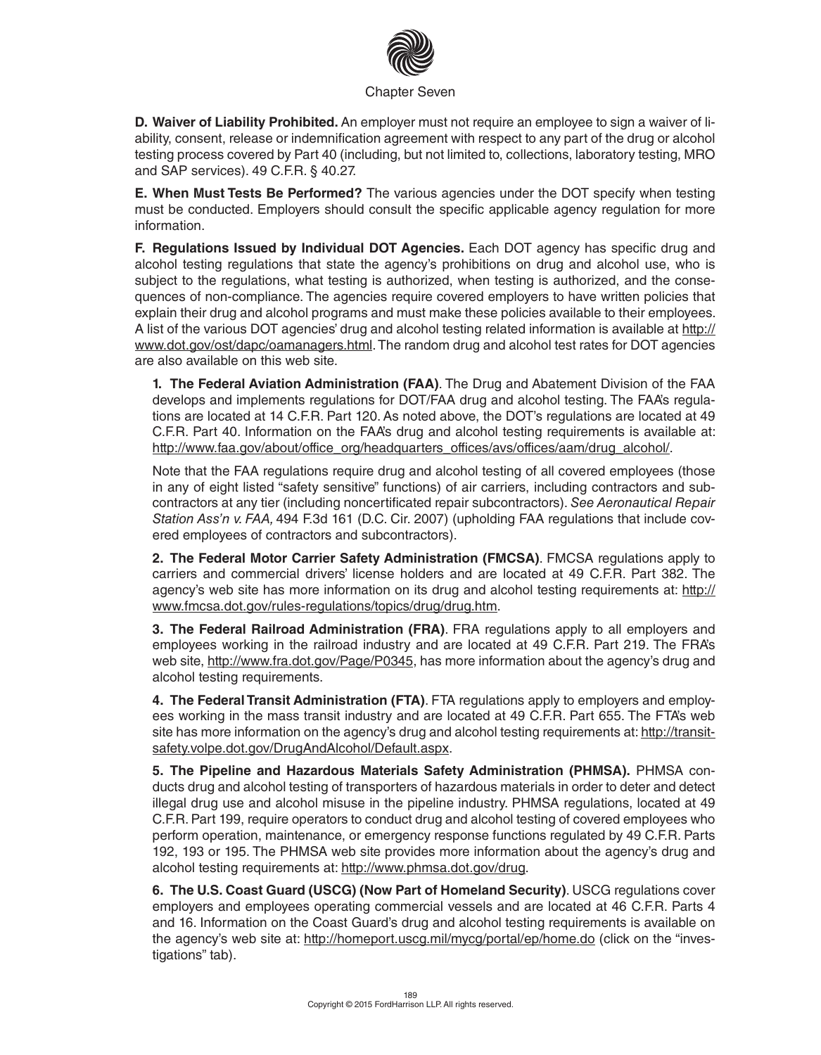**D. Waiver of Liability Prohibited.** An employer must not require an employee to sign a waiver of liability, consent, release or indemnification agreement with respect to any part of the drug or alcohol testing process covered by Part 40 (including, but not limited to, collections, laboratory testing, MRO and SAP services). 49 C.F.R. § 40.27.

**E. When Must Tests Be Performed?** The various agencies under the DOT specify when testing must be conducted. Employers should consult the specific applicable agency regulation for more information.

**F. Regulations Issued by Individual DOT Agencies.** Each DOT agency has specific drug and alcohol testing regulations that state the agency's prohibitions on drug and alcohol use, who is subject to the regulations, what testing is authorized, when testing is authorized, and the consequences of non-compliance. The agencies require covered employers to have written policies that explain their drug and alcohol programs and must make these policies available to their employees. A list of the various DOT agencies' drug and alcohol testing related information is available at http://www.dot.gov/ost/dapc/oamanagers.html. The random drug and alcohol test rates for DOT agencies are also available on this web site.

**1. The Federal Aviation Administration (FAA)**. The Drug and Abatement Division of the FAA develops and implements regulations for DOT/FAA drug and alcohol testing. The FAA's regulations are located at 14 C.F.R. Part 120. As noted above, the DOT's regulations are located at 49 C.F.R. Part 40. Information on the FAA's drug and alcohol testing requirements is available at: http://www.faa.gov/about/office_org/headquarters_offices/avs/offices/aam/drug_alcohol/.

Note that the FAA regulations require drug and alcohol testing of all covered employees (those in any of eight listed "safety sensitive" functions) of air carriers, including contractors and subcontractors at any tier (including noncertificated repair subcontractors). *See Aeronautical Repair Station Ass'n v. FAA,* 494 F.3d 161 (D.C. Cir. 2007) (upholding FAA regulations that include covered employees of contractors and subcontractors).

**2. The Federal Motor Carrier Safety Administration (FMCSA)**. FMCSA regulations apply to carriers and commercial drivers' license holders and are located at 49 C.F.R. Part 382. The agency's web site has more information on its drug and alcohol testing requirements at: http://www.fmcsa.dot.gov/rules-regulations/topics/drug/drug.htm.

**3. The Federal Railroad Administration (FRA)**. FRA regulations apply to all employers and employees working in the railroad industry and are located at 49 C.F.R. Part 219. The FRA's web site, http://www.fra.dot.gov/Page/P0345, has more information about the agency's drug and alcohol testing requirements.

**4. The Federal Transit Administration (FTA)**. FTA regulations apply to employers and employees working in the mass transit industry and are located at 49 C.F.R. Part 655. The FTA's web site has more information on the agency's drug and alcohol testing requirements at: http://transit-safety.volpe.dot.gov/DrugAndAlcohol/Default.aspx.

**5. The Pipeline and Hazardous Materials Safety Administration (PHMSA).** PHMSA conducts drug and alcohol testing of transporters of hazardous materials in order to deter and detect illegal drug use and alcohol misuse in the pipeline industry. PHMSA regulations, located at 49 C.F.R. Part 199, require operators to conduct drug and alcohol testing of covered employees who perform operation, maintenance, or emergency response functions regulated by 49 C.F.R. Parts 192, 193 or 195. The PHMSA web site provides more information about the agency's drug and alcohol testing requirements at: http://www.phmsa.dot.gov/drug.

**6. The U.S. Coast Guard (USCG) (Now Part of Homeland Security)**. USCG regulations cover employers and employees operating commercial vessels and are located at 46 C.F.R. Parts 4 and 16. Information on the Coast Guard's drug and alcohol testing requirements is available on the agency's web site at: http://homeport.uscg.mil/mycg/portal/ep/home.do (click on the "investigations" tab).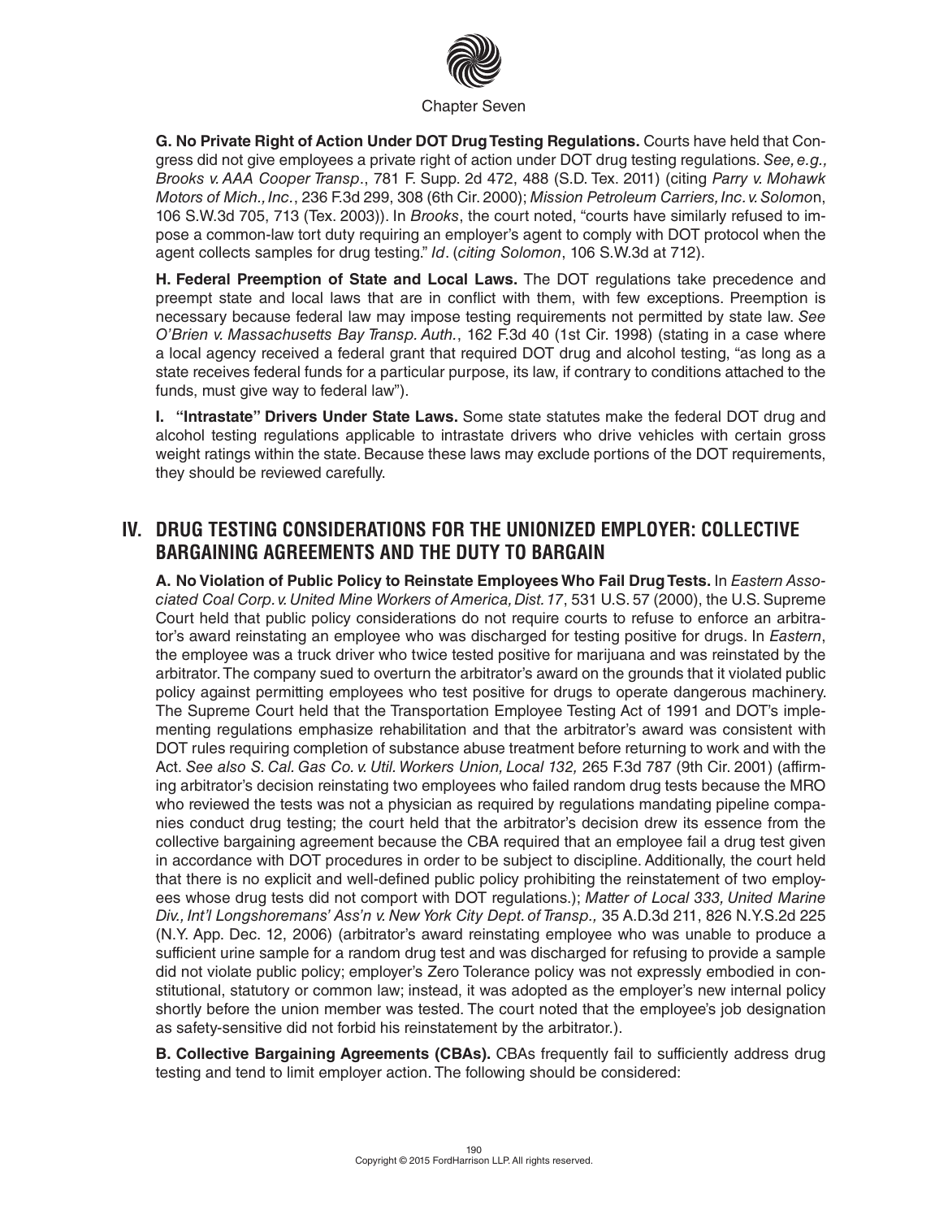**G. No Private Right of Action Under DOT Drug Testing Regulations.** Courts have held that Congress did not give employees a private right of action under DOT drug testing regulations. *See, e.g., Brooks v. AAA Cooper Transp.*, 781 F. Supp. 2d 472, 488 (S.D. Tex. 2011) (citing *Parry v. Mohawk Motors of Mich., Inc.*, 236 F.3d 299, 308 (6th Cir. 2000); *Mission Petroleum Carriers, Inc. v. Solomon*, 106 S.W.3d 705, 713 (Tex. 2003)). In *Brooks*, the court noted, "courts have similarly refused to impose a common-law tort duty requiring an employer's agent to comply with DOT protocol when the agent collects samples for drug testing." *Id*. (*citing Solomon*, 106 S.W.3d at 712).

**H. Federal Preemption of State and Local Laws.** The DOT regulations take precedence and preempt state and local laws that are in conflict with them, with few exceptions. Preemption is necessary because federal law may impose testing requirements not permitted by state law. *See O'Brien v. Massachusetts Bay Transp. Auth.*, 162 F.3d 40 (1st Cir. 1998) (stating in a case where a local agency received a federal grant that required DOT drug and alcohol testing, "as long as a state receives federal funds for a particular purpose, its law, if contrary to conditions attached to the funds, must give way to federal law").

**I. "Intrastate" Drivers Under State Laws.** Some state statutes make the federal DOT drug and alcohol testing regulations applicable to intrastate drivers who drive vehicles with certain gross weight ratings within the state. Because these laws may exclude portions of the DOT requirements, they should be reviewed carefully.

## IV. DRUG TESTING CONSIDERATIONS FOR THE UNIONIZED EMPLOYER: COLLECTIVE BARGAINING AGREEMENTS AND THE DUTY TO BARGAIN

**A. No Violation of Public Policy to Reinstate Employees Who Fail Drug Tests.** In *Eastern Associated Coal Corp. v. United Mine Workers of America, Dist. 17*, 531 U.S. 57 (2000), the U.S. Supreme Court held that public policy considerations do not require courts to refuse to enforce an arbitrator's award reinstating an employee who was discharged for testing positive for drugs. In *Eastern*, the employee was a truck driver who twice tested positive for marijuana and was reinstated by the arbitrator. The company sued to overturn the arbitrator's award on the grounds that it violated public policy against permitting employees who test positive for drugs to operate dangerous machinery. The Supreme Court held that the Transportation Employee Testing Act of 1991 and DOT's implementing regulations emphasize rehabilitation and that the arbitrator's award was consistent with DOT rules requiring completion of substance abuse treatment before returning to work and with the Act. *See also S. Cal. Gas Co. v. Util. Workers Union, Local 132,* 265 F.3d 787 (9th Cir. 2001) (affirming arbitrator's decision reinstating two employees who failed random drug tests because the MRO who reviewed the tests was not a physician as required by regulations mandating pipeline companies conduct drug testing; the court held that the arbitrator's decision drew its essence from the collective bargaining agreement because the CBA required that an employee fail a drug test given in accordance with DOT procedures in order to be subject to discipline. Additionally, the court held that there is no explicit and well-defined public policy prohibiting the reinstatement of two employees whose drug tests did not comport with DOT regulations.); *Matter of Local 333, United Marine Div., Int'l Longshoremans' Ass'n v. New York City Dept. of Transp.,* 35 A.D.3d 211, 826 N.Y.S.2d 225 (N.Y. App. Dec. 12, 2006) (arbitrator's award reinstating employee who was unable to produce a sufficient urine sample for a random drug test and was discharged for refusing to provide a sample did not violate public policy; employer's Zero Tolerance policy was not expressly embodied in constitutional, statutory or common law; instead, it was adopted as the employer's new internal policy shortly before the union member was tested. The court noted that the employee's job designation as safety-sensitive did not forbid his reinstatement by the arbitrator.).

**B. Collective Bargaining Agreements (CBAs).** CBAs frequently fail to sufficiently address drug testing and tend to limit employer action. The following should be considered: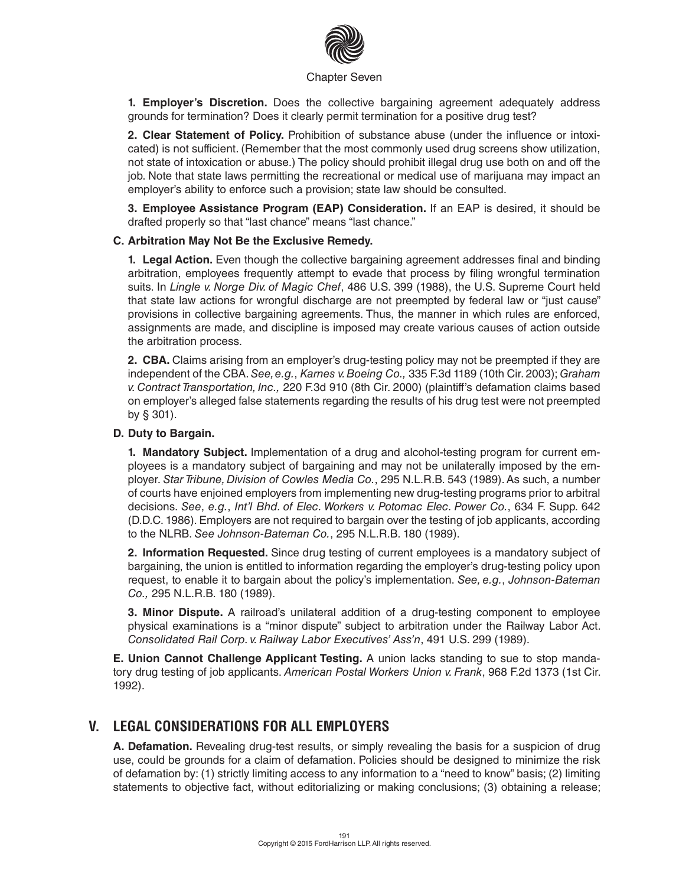**1. Employer's Discretion.** Does the collective bargaining agreement adequately address grounds for termination? Does it clearly permit termination for a positive drug test?

**2. Clear Statement of Policy.** Prohibition of substance abuse (under the influence or intoxicated) is not sufficient. (Remember that the most commonly used drug screens show utilization, not state of intoxication or abuse.) The policy should prohibit illegal drug use both on and off the job. Note that state laws permitting the recreational or medical use of marijuana may impact an employer's ability to enforce such a provision; state law should be consulted.

**3. Employee Assistance Program (EAP) Consideration.** If an EAP is desired, it should be drafted properly so that "last chance" means "last chance."

### C. Arbitration May Not Be the Exclusive Remedy.

**1. Legal Action.** Even though the collective bargaining agreement addresses final and binding arbitration, employees frequently attempt to evade that process by filing wrongful termination suits. In *Lingle v. Norge Div. of Magic Chef*, 486 U.S. 399 (1988), the U.S. Supreme Court held that state law actions for wrongful discharge are not preempted by federal law or "just cause" provisions in collective bargaining agreements. Thus, the manner in which rules are enforced, assignments are made, and discipline is imposed may create various causes of action outside the arbitration process.

**2. CBA.** Claims arising from an employer's drug-testing policy may not be preempted if they are independent of the CBA. *See, e.g.*, *Karnes v. Boeing Co.,* 335 F.3d 1189 (10th Cir. 2003); *Graham v. Contract Transportation, Inc.,* 220 F.3d 910 (8th Cir. 2000) (plaintiff's defamation claims based on employer's alleged false statements regarding the results of his drug test were not preempted by § 301).

### D. Duty to Bargain.

**1. Mandatory Subject.** Implementation of a drug and alcohol-testing program for current employees is a mandatory subject of bargaining and may not be unilaterally imposed by the employer. *Star Tribune, Division of Cowles Media Co.*, 295 N.L.R.B. 543 (1989). As such, a number of courts have enjoined employers from implementing new drug-testing programs prior to arbitral decisions. *See*, *e.g.*, *Int'l Bhd. of Elec. Workers v. Potomac Elec. Power Co.*, 634 F. Supp. 642 (D.D.C. 1986). Employers are not required to bargain over the testing of job applicants, according to the NLRB. *See Johnson-Bateman Co.*, 295 N.L.R.B. 180 (1989).

**2. Information Requested.** Since drug testing of current employees is a mandatory subject of bargaining, the union is entitled to information regarding the employer's drug-testing policy upon request, to enable it to bargain about the policy's implementation. *See, e.g.*, *Johnson-Bateman Co.,* 295 N.L.R.B. 180 (1989).

**3. Minor Dispute.** A railroad's unilateral addition of a drug-testing component to employee physical examinations is a "minor dispute" subject to arbitration under the Railway Labor Act. *Consolidated Rail Corp. v. Railway Labor Executives' Ass'n*, 491 U.S. 299 (1989).

**E. Union Cannot Challenge Applicant Testing.** A union lacks standing to sue to stop mandatory drug testing of job applicants. *American Postal Workers Union v. Frank*, 968 F.2d 1373 (1st Cir. 1992).

## V. LEGAL CONSIDERATIONS FOR ALL EMPLOYERS

**A. Defamation.** Revealing drug-test results, or simply revealing the basis for a suspicion of drug use, could be grounds for a claim of defamation. Policies should be designed to minimize the risk of defamation by: (1) strictly limiting access to any information to a "need to know" basis; (2) limiting statements to objective fact, without editorializing or making conclusions; (3) obtaining a release;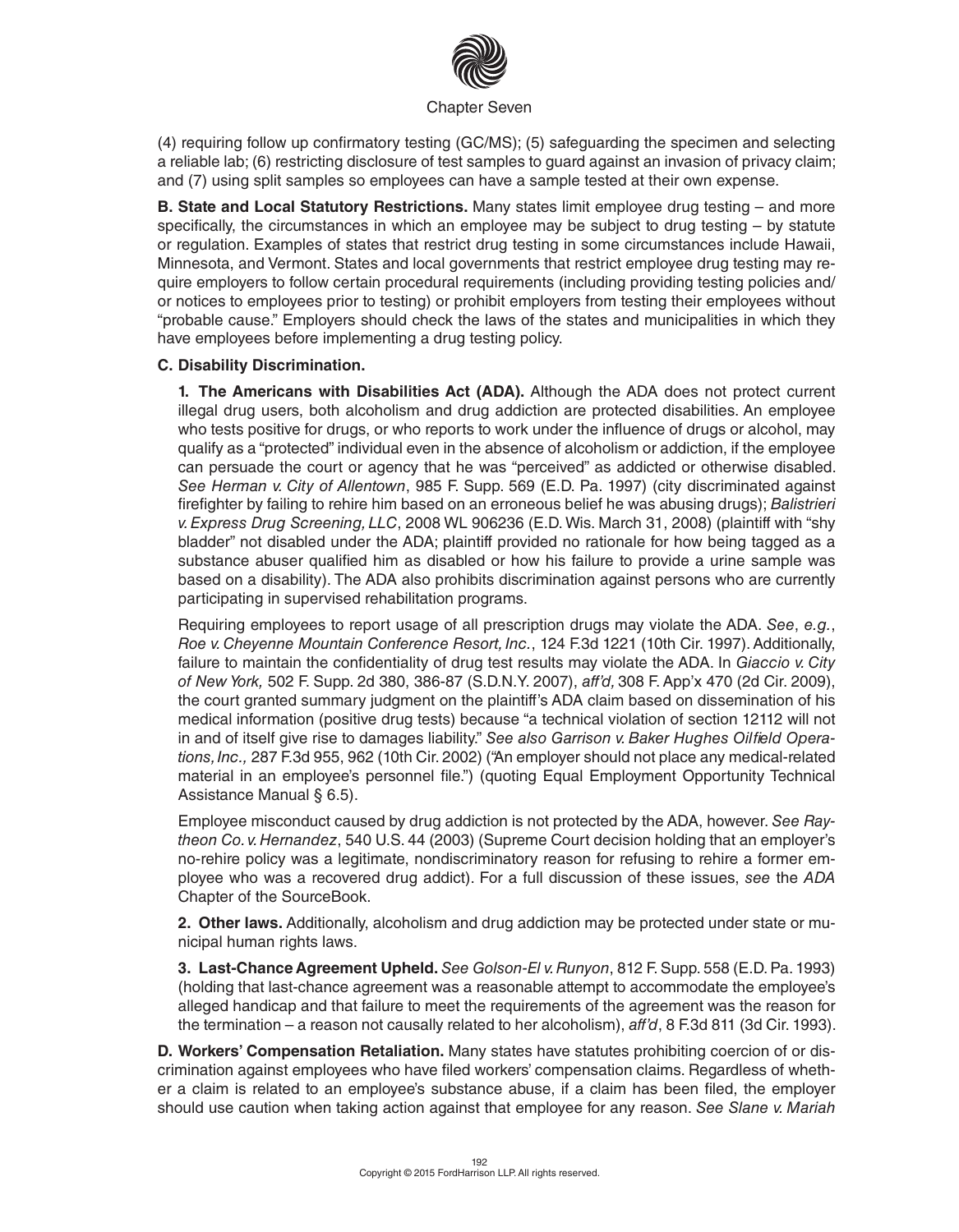(4) requiring follow up confirmatory testing (GC/MS); (5) safeguarding the specimen and selecting a reliable lab; (6) restricting disclosure of test samples to guard against an invasion of privacy claim; and (7) using split samples so employees can have a sample tested at their own expense.

**B. State and Local Statutory Restrictions.** Many states limit employee drug testing – and more specifically, the circumstances in which an employee may be subject to drug testing – by statute or regulation. Examples of states that restrict drug testing in some circumstances include Hawaii, Minnesota, and Vermont. States and local governments that restrict employee drug testing may require employers to follow certain procedural requirements (including providing testing policies and/or notices to employees prior to testing) or prohibit employers from testing their employees without "probable cause." Employers should check the laws of the states and municipalities in which they have employees before implementing a drug testing policy.

**C. Disability Discrimination.**

**1. The Americans with Disabilities Act (ADA).** Although the ADA does not protect current illegal drug users, both alcoholism and drug addiction are protected disabilities. An employee who tests positive for drugs, or who reports to work under the influence of drugs or alcohol, may qualify as a "protected" individual even in the absence of alcoholism or addiction, if the employee can persuade the court or agency that he was "perceived" as addicted or otherwise disabled. *See Herman v. City of Allentown*, 985 F. Supp. 569 (E.D. Pa. 1997) (city discriminated against firefighter by failing to rehire him based on an erroneous belief he was abusing drugs); *Balistrieri v. Express Drug Screening, LLC*, 2008 WL 906236 (E.D. Wis. March 31, 2008) (plaintiff with "shy bladder" not disabled under the ADA; plaintiff provided no rationale for how being tagged as a substance abuser qualified him as disabled or how his failure to provide a urine sample was based on a disability). The ADA also prohibits discrimination against persons who are currently participating in supervised rehabilitation programs.

Requiring employees to report usage of all prescription drugs may violate the ADA. *See*, *e.g.*, *Roe v. Cheyenne Mountain Conference Resort, Inc.*, 124 F.3d 1221 (10th Cir. 1997). Additionally, failure to maintain the confidentiality of drug test results may violate the ADA. In *Giaccio v. City of New York,* 502 F. Supp. 2d 380, 386-87 (S.D.N.Y. 2007), *aff'd,* 308 F. App'x 470 (2d Cir. 2009), the court granted summary judgment on the plaintiff's ADA claim based on dissemination of his medical information (positive drug tests) because "a technical violation of section 12112 will not in and of itself give rise to damages liability." *See also Garrison v. Baker Hughes Oilfield Operations, Inc.,* 287 F.3d 955, 962 (10th Cir. 2002) ("An employer should not place any medical-related material in an employee's personnel file.") (quoting Equal Employment Opportunity Technical Assistance Manual § 6.5).

Employee misconduct caused by drug addiction is not protected by the ADA, however. *See Raytheon Co. v. Hernandez*, 540 U.S. 44 (2003) (Supreme Court decision holding that an employer's no-rehire policy was a legitimate, nondiscriminatory reason for refusing to rehire a former employee who was a recovered drug addict). For a full discussion of these issues, *see* the *ADA* Chapter of the SourceBook.

**2. Other laws.** Additionally, alcoholism and drug addiction may be protected under state or municipal human rights laws.

**3. Last-Chance Agreement Upheld.** *See Golson-El v. Runyon*, 812 F. Supp. 558 (E.D. Pa. 1993) (holding that last-chance agreement was a reasonable attempt to accommodate the employee's alleged handicap and that failure to meet the requirements of the agreement was the reason for the termination – a reason not causally related to her alcoholism), *aff'd*, 8 F.3d 811 (3d Cir. 1993).

**D. Workers' Compensation Retaliation.** Many states have statutes prohibiting coercion of or discrimination against employees who have filed workers' compensation claims. Regardless of whether a claim is related to an employee's substance abuse, if a claim has been filed, the employer should use caution when taking action against that employee for any reason. *See Slane v. Mariah*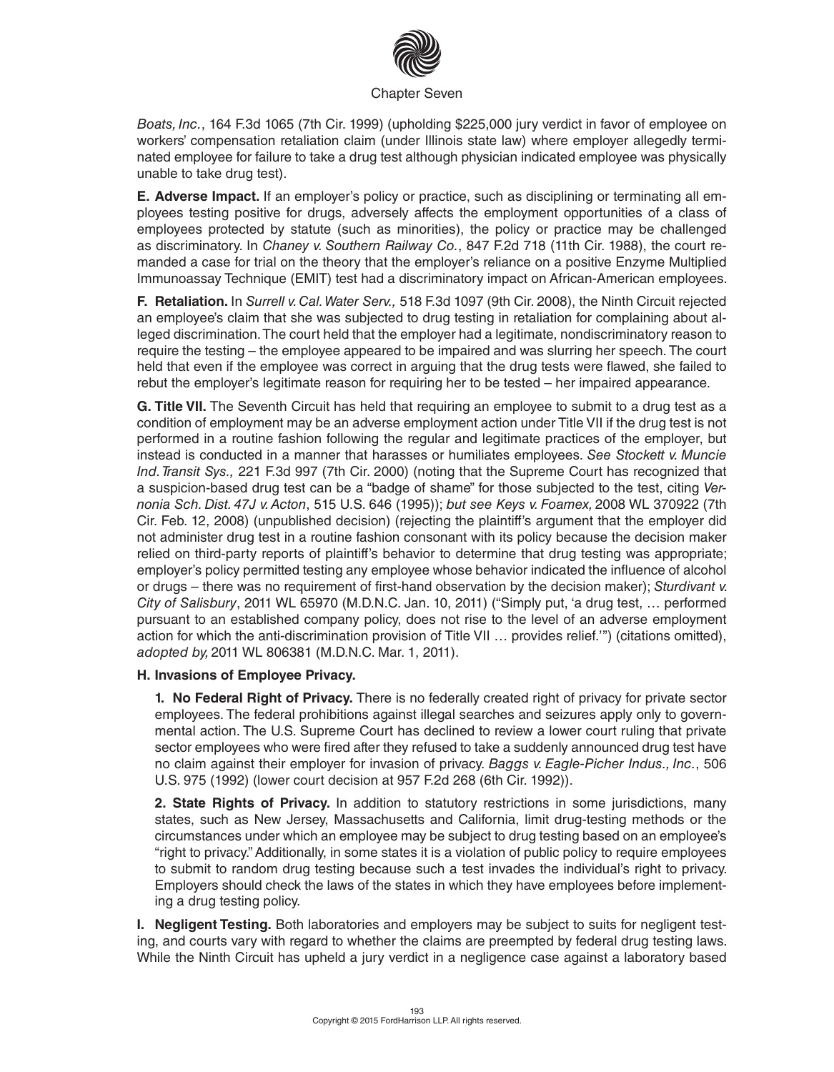*Boats, Inc.*, 164 F.3d 1065 (7th Cir. 1999) (upholding $225,000 jury verdict in favor of employee on workers' compensation retaliation claim (under Illinois state law) where employer allegedly terminated employee for failure to take a drug test although physician indicated employee was physically unable to take drug test).

**E. Adverse Impact.** If an employer's policy or practice, such as disciplining or terminating all employees testing positive for drugs, adversely affects the employment opportunities of a class of employees protected by statute (such as minorities), the policy or practice may be challenged as discriminatory. In *Chaney v. Southern Railway Co.*, 847 F.2d 718 (11th Cir. 1988), the court remanded a case for trial on the theory that the employer's reliance on a positive Enzyme Multiplied Immunoassay Technique (EMIT) test had a discriminatory impact on African-American employees.

**F. Retaliation.** In *Surrell v. Cal. Water Serv.,* 518 F.3d 1097 (9th Cir. 2008), the Ninth Circuit rejected an employee's claim that she was subjected to drug testing in retaliation for complaining about alleged discrimination. The court held that the employer had a legitimate, nondiscriminatory reason to require the testing – the employee appeared to be impaired and was slurring her speech. The court held that even if the employee was correct in arguing that the drug tests were flawed, she failed to rebut the employer's legitimate reason for requiring her to be tested – her impaired appearance.

**G. Title VII.** The Seventh Circuit has held that requiring an employee to submit to a drug test as a condition of employment may be an adverse employment action under Title VII if the drug test is not performed in a routine fashion following the regular and legitimate practices of the employer, but instead is conducted in a manner that harasses or humiliates employees. *See Stockett v. Muncie Ind. Transit Sys.,* 221 F.3d 997 (7th Cir. 2000) (noting that the Supreme Court has recognized that a suspicion-based drug test can be a "badge of shame" for those subjected to the test, citing *Vernonia Sch. Dist. 47J v. Acton*, 515 U.S. 646 (1995)); *but see Keys v. Foamex,* 2008 WL 370922 (7th Cir. Feb. 12, 2008) (unpublished decision) (rejecting the plaintiff's argument that the employer did not administer drug test in a routine fashion consonant with its policy because the decision maker relied on third-party reports of plaintiff's behavior to determine that drug testing was appropriate; employer's policy permitted testing any employee whose behavior indicated the influence of alcohol or drugs – there was no requirement of first-hand observation by the decision maker); *Sturdivant v. City of Salisbury*, 2011 WL 65970 (M.D.N.C. Jan. 10, 2011) ("Simply put, 'a drug test, … performed pursuant to an established company policy, does not rise to the level of an adverse employment action for which the anti-discrimination provision of Title VII … provides relief.'") (citations omitted), *adopted by,* 2011 WL 806381 (M.D.N.C. Mar. 1, 2011).

**H. Invasions of Employee Privacy.**

**1. No Federal Right of Privacy.** There is no federally created right of privacy for private sector employees. The federal prohibitions against illegal searches and seizures apply only to governmental action. The U.S. Supreme Court has declined to review a lower court ruling that private sector employees who were fired after they refused to take a suddenly announced drug test have no claim against their employer for invasion of privacy. *Baggs v. Eagle-Picher Indus., Inc.*, 506 U.S. 975 (1992) (lower court decision at 957 F.2d 268 (6th Cir. 1992)).

**2. State Rights of Privacy.** In addition to statutory restrictions in some jurisdictions, many states, such as New Jersey, Massachusetts and California, limit drug-testing methods or the circumstances under which an employee may be subject to drug testing based on an employee's "right to privacy." Additionally, in some states it is a violation of public policy to require employees to submit to random drug testing because such a test invades the individual's right to privacy. Employers should check the laws of the states in which they have employees before implementing a drug testing policy.

**I. Negligent Testing.** Both laboratories and employers may be subject to suits for negligent testing, and courts vary with regard to whether the claims are preempted by federal drug testing laws. While the Ninth Circuit has upheld a jury verdict in a negligence case against a laboratory based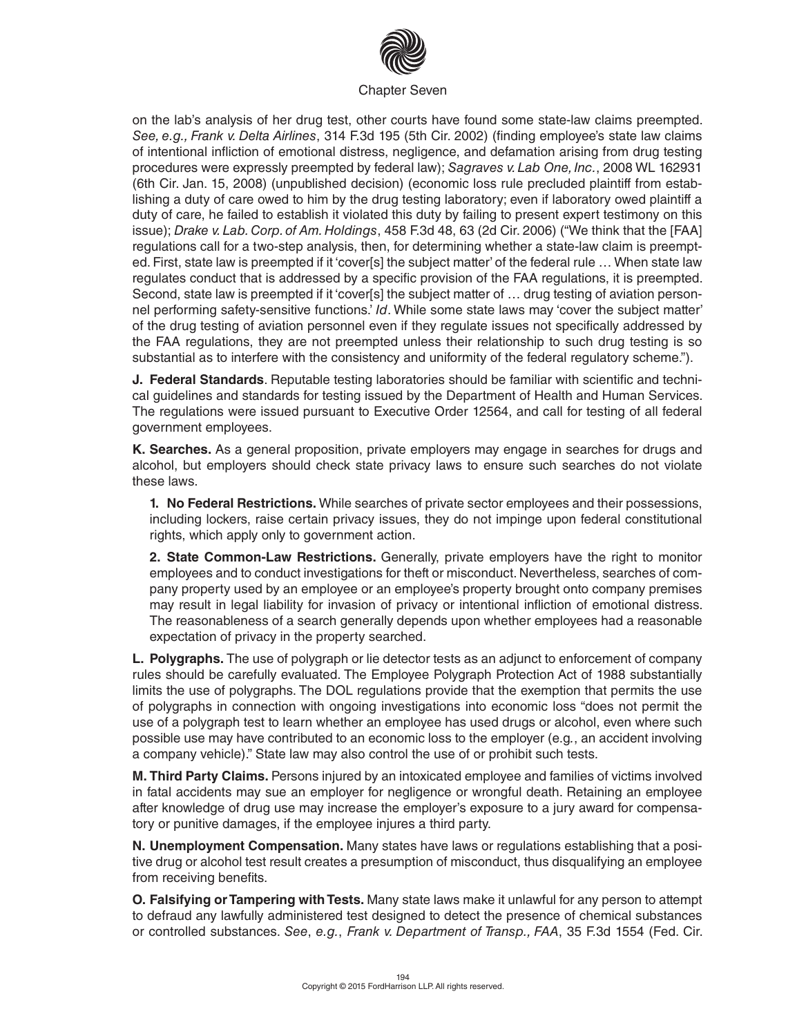on the lab's analysis of her drug test, other courts have found some state-law claims preempted. *See, e.g., Frank v. Delta Airlines*, 314 F.3d 195 (5th Cir. 2002) (finding employee's state law claims of intentional infliction of emotional distress, negligence, and defamation arising from drug testing procedures were expressly preempted by federal law); *Sagraves v. Lab One, Inc.*, 2008 WL 162931 (6th Cir. Jan. 15, 2008) (unpublished decision) (economic loss rule precluded plaintiff from establishing a duty of care owed to him by the drug testing laboratory; even if laboratory owed plaintiff a duty of care, he failed to establish it violated this duty by failing to present expert testimony on this issue); *Drake v. Lab. Corp. of Am. Holdings*, 458 F.3d 48, 63 (2d Cir. 2006) ("We think that the [FAA] regulations call for a two-step analysis, then, for determining whether a state-law claim is preempted. First, state law is preempted if it 'cover[s] the subject matter' of the federal rule … When state law regulates conduct that is addressed by a specific provision of the FAA regulations, it is preempted. Second, state law is preempted if it 'cover[s] the subject matter of … drug testing of aviation personnel performing safety-sensitive functions.' *Id*. While some state laws may 'cover the subject matter' of the drug testing of aviation personnel even if they regulate issues not specifically addressed by the FAA regulations, they are not preempted unless their relationship to such drug testing is so substantial as to interfere with the consistency and uniformity of the federal regulatory scheme.").

**J. Federal Standards**. Reputable testing laboratories should be familiar with scientific and technical guidelines and standards for testing issued by the Department of Health and Human Services. The regulations were issued pursuant to Executive Order 12564, and call for testing of all federal government employees.

**K. Searches.** As a general proposition, private employers may engage in searches for drugs and alcohol, but employers should check state privacy laws to ensure such searches do not violate these laws.

**1. No Federal Restrictions.** While searches of private sector employees and their possessions, including lockers, raise certain privacy issues, they do not impinge upon federal constitutional rights, which apply only to government action.

**2. State Common-Law Restrictions.** Generally, private employers have the right to monitor employees and to conduct investigations for theft or misconduct. Nevertheless, searches of company property used by an employee or an employee's property brought onto company premises may result in legal liability for invasion of privacy or intentional infliction of emotional distress. The reasonableness of a search generally depends upon whether employees had a reasonable expectation of privacy in the property searched.

**L. Polygraphs.** The use of polygraph or lie detector tests as an adjunct to enforcement of company rules should be carefully evaluated. The Employee Polygraph Protection Act of 1988 substantially limits the use of polygraphs. The DOL regulations provide that the exemption that permits the use of polygraphs in connection with ongoing investigations into economic loss "does not permit the use of a polygraph test to learn whether an employee has used drugs or alcohol, even where such possible use may have contributed to an economic loss to the employer (e.g., an accident involving a company vehicle)." State law may also control the use of or prohibit such tests.

**M. Third Party Claims.** Persons injured by an intoxicated employee and families of victims involved in fatal accidents may sue an employer for negligence or wrongful death. Retaining an employee after knowledge of drug use may increase the employer's exposure to a jury award for compensatory or punitive damages, if the employee injures a third party.

**N. Unemployment Compensation.** Many states have laws or regulations establishing that a positive drug or alcohol test result creates a presumption of misconduct, thus disqualifying an employee from receiving benefits.

**O. Falsifying or Tampering with Tests.** Many state laws make it unlawful for any person to attempt to defraud any lawfully administered test designed to detect the presence of chemical substances or controlled substances. *See*, *e.g.*, *Frank v. Department of Transp., FAA*, 35 F.3d 1554 (Fed. Cir.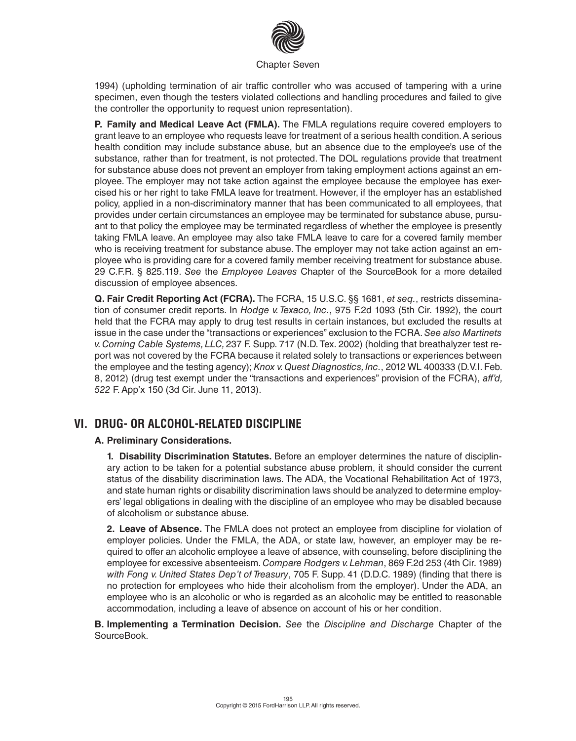1994) (upholding termination of air traffic controller who was accused of tampering with a urine specimen, even though the testers violated collections and handling procedures and failed to give the controller the opportunity to request union representation).

**P. Family and Medical Leave Act (FMLA).** The FMLA regulations require covered employers to grant leave to an employee who requests leave for treatment of a serious health condition. A serious health condition may include substance abuse, but an absence due to the employee's use of the substance, rather than for treatment, is not protected. The DOL regulations provide that treatment for substance abuse does not prevent an employer from taking employment actions against an employee. The employer may not take action against the employee because the employee has exercised his or her right to take FMLA leave for treatment. However, if the employer has an established policy, applied in a non-discriminatory manner that has been communicated to all employees, that provides under certain circumstances an employee may be terminated for substance abuse, pursuant to that policy the employee may be terminated regardless of whether the employee is presently taking FMLA leave. An employee may also take FMLA leave to care for a covered family member who is receiving treatment for substance abuse. The employer may not take action against an employee who is providing care for a covered family member receiving treatment for substance abuse. 29 C.F.R. § 825.119. *See* the *Employee Leaves* Chapter of the SourceBook for a more detailed discussion of employee absences.

**Q. Fair Credit Reporting Act (FCRA).** The FCRA, 15 U.S.C. §§ 1681, *et seq.*, restricts dissemination of consumer credit reports. In *Hodge v. Texaco, Inc.*, 975 F.2d 1093 (5th Cir. 1992), the court held that the FCRA may apply to drug test results in certain instances, but excluded the results at issue in the case under the "transactions or experiences" exclusion to the FCRA. *See also Martinets v. Corning Cable Systems, LLC,* 237 F. Supp. 717 (N.D. Tex. 2002) (holding that breathalyzer test report was not covered by the FCRA because it related solely to transactions or experiences between the employee and the testing agency); *Knox v. Quest Diagnostics, Inc.*, 2012 WL 400333 (D.V.I. Feb. 8, 2012) (drug test exempt under the "transactions and experiences" provision of the FCRA), *aff'd, 522* F. App'x 150 (3d Cir. June 11, 2013).

## VI. DRUG- OR ALCOHOL-RELATED DISCIPLINE

### A. Preliminary Considerations.

**1. Disability Discrimination Statutes.** Before an employer determines the nature of disciplinary action to be taken for a potential substance abuse problem, it should consider the current status of the disability discrimination laws. The ADA, the Vocational Rehabilitation Act of 1973, and state human rights or disability discrimination laws should be analyzed to determine employers' legal obligations in dealing with the discipline of an employee who may be disabled because of alcoholism or substance abuse.

**2. Leave of Absence.** The FMLA does not protect an employee from discipline for violation of employer policies. Under the FMLA, the ADA, or state law, however, an employer may be required to offer an alcoholic employee a leave of absence, with counseling, before disciplining the employee for excessive absenteeism. *Compare Rodgers v. Lehman*, 869 F.2d 253 (4th Cir. 1989) *with Fong v. United States Dep't of Treasury*, 705 F. Supp. 41 (D.D.C. 1989) (finding that there is no protection for employees who hide their alcoholism from the employer). Under the ADA, an employee who is an alcoholic or who is regarded as an alcoholic may be entitled to reasonable accommodation, including a leave of absence on account of his or her condition.

**B. Implementing a Termination Decision.** *See* the *Discipline and Discharge* Chapter of the SourceBook.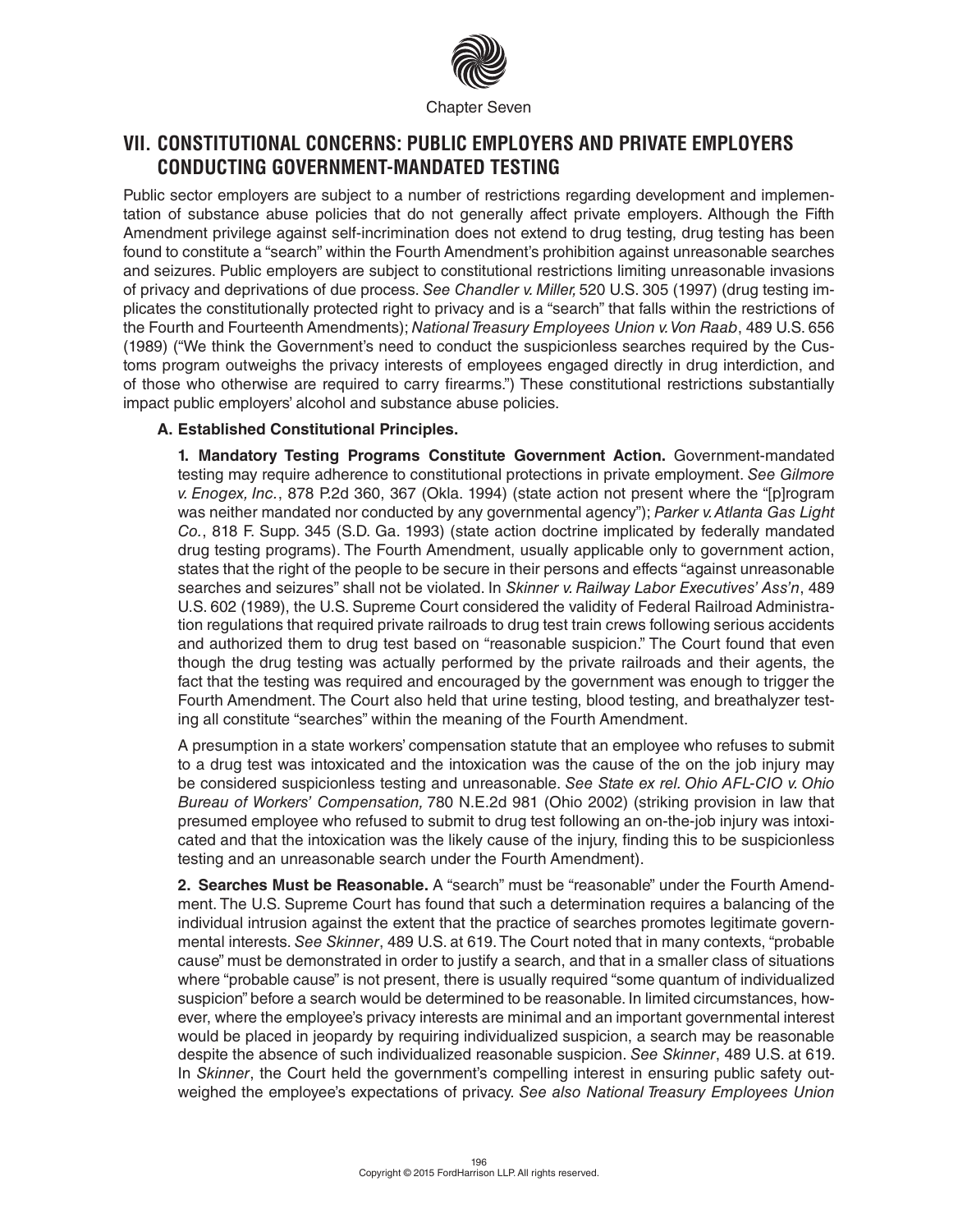Chapter Seven

## VII. CONSTITUTIONAL CONCERNS: PUBLIC EMPLOYERS AND PRIVATE EMPLOYERS CONDUCTING GOVERNMENT-MANDATED TESTING

Public sector employers are subject to a number of restrictions regarding development and implementation of substance abuse policies that do not generally affect private employers. Although the Fifth Amendment privilege against self-incrimination does not extend to drug testing, drug testing has been found to constitute a "search" within the Fourth Amendment's prohibition against unreasonable searches and seizures. Public employers are subject to constitutional restrictions limiting unreasonable invasions of privacy and deprivations of due process. *See Chandler v. Miller,* 520 U.S. 305 (1997) (drug testing implicates the constitutionally protected right to privacy and is a "search" that falls within the restrictions of the Fourth and Fourteenth Amendments); *National Treasury Employees Union v. Von Raab*, 489 U.S. 656 (1989) ("We think the Government's need to conduct the suspicionless searches required by the Customs program outweighs the privacy interests of employees engaged directly in drug interdiction, and of those who otherwise are required to carry firearms.") These constitutional restrictions substantially impact public employers' alcohol and substance abuse policies.

### A. Established Constitutional Principles.

**1. Mandatory Testing Programs Constitute Government Action.** Government-mandated testing may require adherence to constitutional protections in private employment. *See Gilmore v. Enogex, Inc.*, 878 P.2d 360, 367 (Okla. 1994) (state action not present where the "[p]rogram was neither mandated nor conducted by any governmental agency"); *Parker v. Atlanta Gas Light Co.*, 818 F. Supp. 345 (S.D. Ga. 1993) (state action doctrine implicated by federally mandated drug testing programs). The Fourth Amendment, usually applicable only to government action, states that the right of the people to be secure in their persons and effects "against unreasonable searches and seizures" shall not be violated. In *Skinner v. Railway Labor Executives' Ass'n*, 489 U.S. 602 (1989), the U.S. Supreme Court considered the validity of Federal Railroad Administration regulations that required private railroads to drug test train crews following serious accidents and authorized them to drug test based on "reasonable suspicion." The Court found that even though the drug testing was actually performed by the private railroads and their agents, the fact that the testing was required and encouraged by the government was enough to trigger the Fourth Amendment. The Court also held that urine testing, blood testing, and breathalyzer testing all constitute "searches" within the meaning of the Fourth Amendment.

A presumption in a state workers' compensation statute that an employee who refuses to submit to a drug test was intoxicated and the intoxication was the cause of the on the job injury may be considered suspicionless testing and unreasonable. *See State ex rel. Ohio AFL-CIO v. Ohio Bureau of Workers' Compensation,* 780 N.E.2d 981 (Ohio 2002) (striking provision in law that presumed employee who refused to submit to drug test following an on-the-job injury was intoxicated and that the intoxication was the likely cause of the injury, finding this to be suspicionless testing and an unreasonable search under the Fourth Amendment).

**2. Searches Must be Reasonable.** A "search" must be "reasonable" under the Fourth Amendment. The U.S. Supreme Court has found that such a determination requires a balancing of the individual intrusion against the extent that the practice of searches promotes legitimate governmental interests. *See Skinner*, 489 U.S. at 619. The Court noted that in many contexts, "probable cause" must be demonstrated in order to justify a search, and that in a smaller class of situations where "probable cause" is not present, there is usually required "some quantum of individualized suspicion" before a search would be determined to be reasonable. In limited circumstances, however, where the employee's privacy interests are minimal and an important governmental interest would be placed in jeopardy by requiring individualized suspicion, a search may be reasonable despite the absence of such individualized reasonable suspicion. *See Skinner*, 489 U.S. at 619. In *Skinner*, the Court held the government's compelling interest in ensuring public safety outweighed the employee's expectations of privacy. *See also National Treasury Employees Union*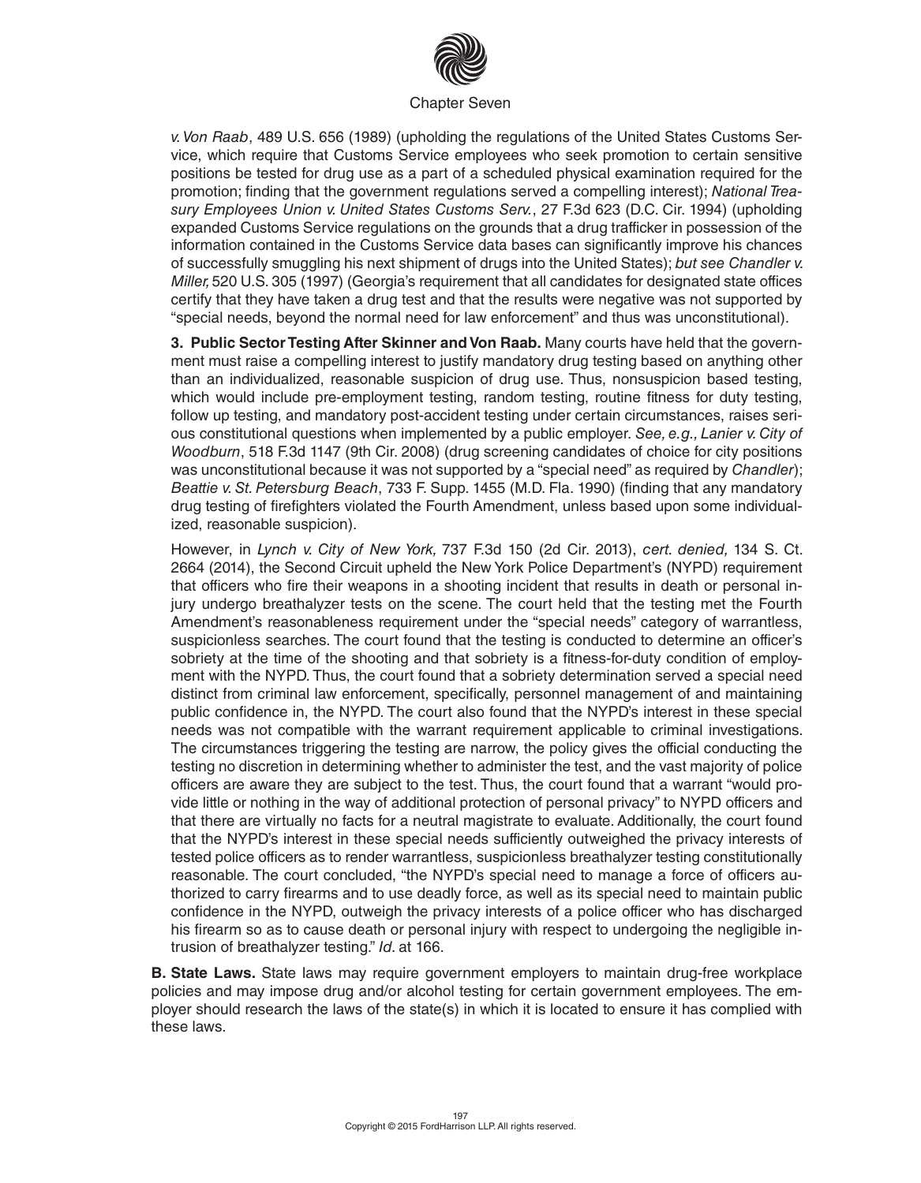*v. Von Raab*, 489 U.S. 656 (1989) (upholding the regulations of the United States Customs Service, which require that Customs Service employees who seek promotion to certain sensitive positions be tested for drug use as a part of a scheduled physical examination required for the promotion; finding that the government regulations served a compelling interest); *National Treasury Employees Union v. United States Customs Serv.*, 27 F.3d 623 (D.C. Cir. 1994) (upholding expanded Customs Service regulations on the grounds that a drug trafficker in possession of the information contained in the Customs Service data bases can significantly improve his chances of successfully smuggling his next shipment of drugs into the United States); *but see Chandler v. Miller,* 520 U.S. 305 (1997) (Georgia's requirement that all candidates for designated state offices certify that they have taken a drug test and that the results were negative was not supported by "special needs, beyond the normal need for law enforcement" and thus was unconstitutional).

**3. Public Sector Testing After Skinner and Von Raab.** Many courts have held that the government must raise a compelling interest to justify mandatory drug testing based on anything other than an individualized, reasonable suspicion of drug use. Thus, nonsuspicion based testing, which would include pre-employment testing, random testing, routine fitness for duty testing, follow up testing, and mandatory post-accident testing under certain circumstances, raises serious constitutional questions when implemented by a public employer. *See, e.g., Lanier v. City of Woodburn*, 518 F.3d 1147 (9th Cir. 2008) (drug screening candidates of choice for city positions was unconstitutional because it was not supported by a "special need" as required by *Chandler*); *Beattie v. St. Petersburg Beach*, 733 F. Supp. 1455 (M.D. Fla. 1990) (finding that any mandatory drug testing of firefighters violated the Fourth Amendment, unless based upon some individualized, reasonable suspicion).

However, in *Lynch v. City of New York,* 737 F.3d 150 (2d Cir. 2013), *cert. denied,* 134 S. Ct. 2664 (2014), the Second Circuit upheld the New York Police Department's (NYPD) requirement that officers who fire their weapons in a shooting incident that results in death or personal injury undergo breathalyzer tests on the scene. The court held that the testing met the Fourth Amendment's reasonableness requirement under the "special needs" category of warrantless, suspicionless searches. The court found that the testing is conducted to determine an officer's sobriety at the time of the shooting and that sobriety is a fitness-for-duty condition of employment with the NYPD. Thus, the court found that a sobriety determination served a special need distinct from criminal law enforcement, specifically, personnel management of and maintaining public confidence in, the NYPD. The court also found that the NYPD's interest in these special needs was not compatible with the warrant requirement applicable to criminal investigations. The circumstances triggering the testing are narrow, the policy gives the official conducting the testing no discretion in determining whether to administer the test, and the vast majority of police officers are aware they are subject to the test. Thus, the court found that a warrant "would provide little or nothing in the way of additional protection of personal privacy" to NYPD officers and that there are virtually no facts for a neutral magistrate to evaluate. Additionally, the court found that the NYPD's interest in these special needs sufficiently outweighed the privacy interests of tested police officers as to render warrantless, suspicionless breathalyzer testing constitutionally reasonable. The court concluded, "the NYPD's special need to manage a force of officers authorized to carry firearms and to use deadly force, as well as its special need to maintain public confidence in the NYPD, outweigh the privacy interests of a police officer who has discharged his firearm so as to cause death or personal injury with respect to undergoing the negligible intrusion of breathalyzer testing." *Id.* at 166.

**B. State Laws.** State laws may require government employers to maintain drug-free workplace policies and may impose drug and/or alcohol testing for certain government employees. The employer should research the laws of the state(s) in which it is located to ensure it has complied with these laws.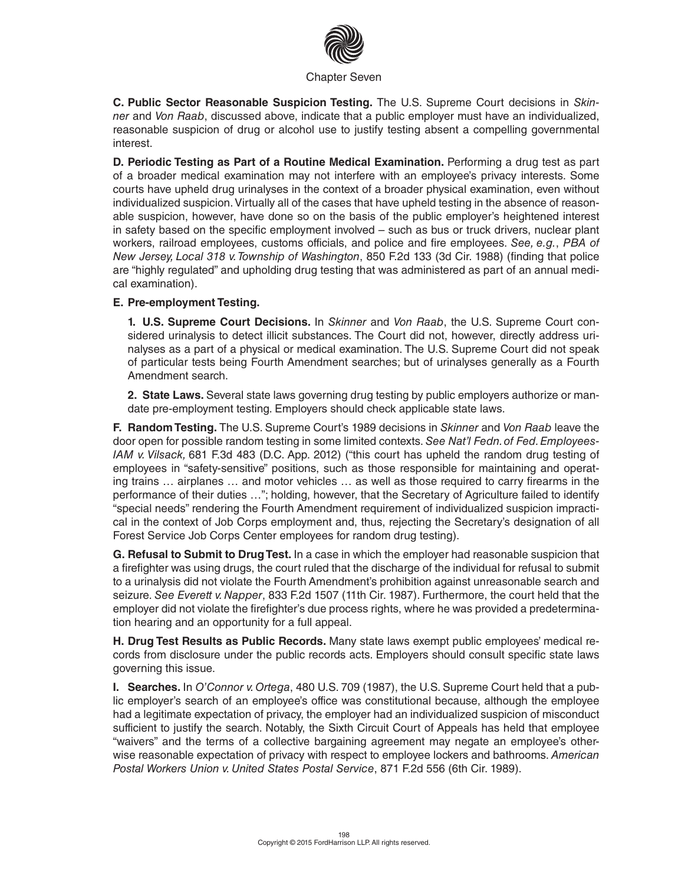**C. Public Sector Reasonable Suspicion Testing.** The U.S. Supreme Court decisions in *Skinner* and *Von Raab*, discussed above, indicate that a public employer must have an individualized, reasonable suspicion of drug or alcohol use to justify testing absent a compelling governmental interest.

**D. Periodic Testing as Part of a Routine Medical Examination.** Performing a drug test as part of a broader medical examination may not interfere with an employee's privacy interests. Some courts have upheld drug urinalyses in the context of a broader physical examination, even without individualized suspicion. Virtually all of the cases that have upheld testing in the absence of reasonable suspicion, however, have done so on the basis of the public employer's heightened interest in safety based on the specific employment involved – such as bus or truck drivers, nuclear plant workers, railroad employees, customs officials, and police and fire employees. *See, e.g.*, *PBA of New Jersey, Local 318 v. Township of Washington*, 850 F.2d 133 (3d Cir. 1988) (finding that police are "highly regulated" and upholding drug testing that was administered as part of an annual medical examination).

**E. Pre-employment Testing.**

**1. U.S. Supreme Court Decisions.** In *Skinner* and *Von Raab*, the U.S. Supreme Court considered urinalysis to detect illicit substances. The Court did not, however, directly address urinalyses as a part of a physical or medical examination. The U.S. Supreme Court did not speak of particular tests being Fourth Amendment searches; but of urinalyses generally as a Fourth Amendment search.

**2. State Laws.** Several state laws governing drug testing by public employers authorize or mandate pre-employment testing. Employers should check applicable state laws.

**F. Random Testing.** The U.S. Supreme Court's 1989 decisions in *Skinner* and *Von Raab* leave the door open for possible random testing in some limited contexts. *See Nat'l Fedn. of Fed. Employees-IAM v. Vilsack,* 681 F.3d 483 (D.C. App. 2012) ("this court has upheld the random drug testing of employees in "safety-sensitive" positions, such as those responsible for maintaining and operating trains … airplanes … and motor vehicles … as well as those required to carry firearms in the performance of their duties …"; holding, however, that the Secretary of Agriculture failed to identify "special needs" rendering the Fourth Amendment requirement of individualized suspicion impractical in the context of Job Corps employment and, thus, rejecting the Secretary's designation of all Forest Service Job Corps Center employees for random drug testing).

**G. Refusal to Submit to Drug Test.** In a case in which the employer had reasonable suspicion that a firefighter was using drugs, the court ruled that the discharge of the individual for refusal to submit to a urinalysis did not violate the Fourth Amendment's prohibition against unreasonable search and seizure. *See Everett v. Napper*, 833 F.2d 1507 (11th Cir. 1987). Furthermore, the court held that the employer did not violate the firefighter's due process rights, where he was provided a predetermination hearing and an opportunity for a full appeal.

**H. Drug Test Results as Public Records.** Many state laws exempt public employees' medical records from disclosure under the public records acts. Employers should consult specific state laws governing this issue.

**I. Searches.** In *O'Connor v. Ortega*, 480 U.S. 709 (1987), the U.S. Supreme Court held that a public employer's search of an employee's office was constitutional because, although the employee had a legitimate expectation of privacy, the employer had an individualized suspicion of misconduct sufficient to justify the search. Notably, the Sixth Circuit Court of Appeals has held that employee "waivers" and the terms of a collective bargaining agreement may negate an employee's otherwise reasonable expectation of privacy with respect to employee lockers and bathrooms. *American Postal Workers Union v. United States Postal Service*, 871 F.2d 556 (6th Cir. 1989).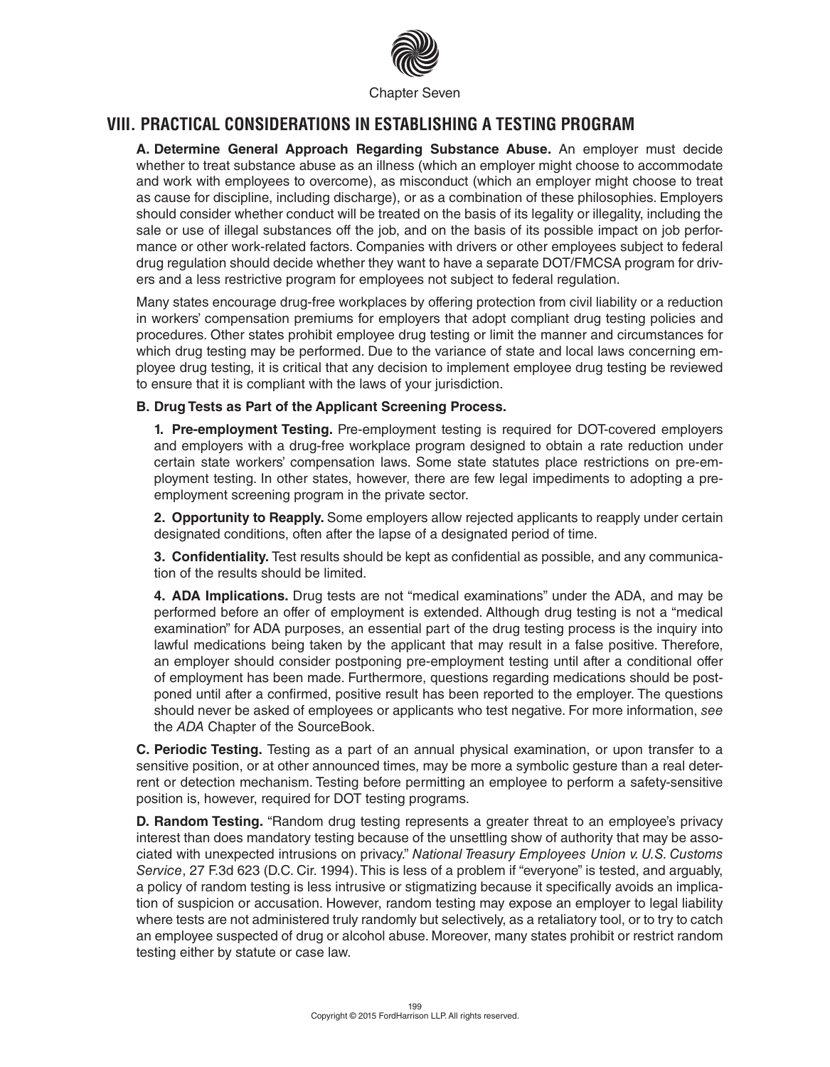## VIII. PRACTICAL CONSIDERATIONS IN ESTABLISHING A TESTING PROGRAM

**A. Determine General Approach Regarding Substance Abuse.** An employer must decide whether to treat substance abuse as an illness (which an employer might choose to accommodate and work with employees to overcome), as misconduct (which an employer might choose to treat as cause for discipline, including discharge), or as a combination of these philosophies. Employers should consider whether conduct will be treated on the basis of its legality or illegality, including the sale or use of illegal substances off the job, and on the basis of its possible impact on job performance or other work-related factors. Companies with drivers or other employees subject to federal drug regulation should decide whether they want to have a separate DOT/FMCSA program for drivers and a less restrictive program for employees not subject to federal regulation.

Many states encourage drug-free workplaces by offering protection from civil liability or a reduction in workers' compensation premiums for employers that adopt compliant drug testing policies and procedures. Other states prohibit employee drug testing or limit the manner and circumstances for which drug testing may be performed. Due to the variance of state and local laws concerning employee drug testing, it is critical that any decision to implement employee drug testing be reviewed to ensure that it is compliant with the laws of your jurisdiction.

**B. Drug Tests as Part of the Applicant Screening Process.**

**1. Pre-employment Testing.** Pre-employment testing is required for DOT-covered employers and employers with a drug-free workplace program designed to obtain a rate reduction under certain state workers' compensation laws. Some state statutes place restrictions on pre-employment testing. In other states, however, there are few legal impediments to adopting a pre-employment screening program in the private sector.

**2. Opportunity to Reapply.** Some employers allow rejected applicants to reapply under certain designated conditions, often after the lapse of a designated period of time.

**3. Confidentiality.** Test results should be kept as confidential as possible, and any communication of the results should be limited.

**4. ADA Implications.** Drug tests are not "medical examinations" under the ADA, and may be performed before an offer of employment is extended. Although drug testing is not a "medical examination" for ADA purposes, an essential part of the drug testing process is the inquiry into lawful medications being taken by the applicant that may result in a false positive. Therefore, an employer should consider postponing pre-employment testing until after a conditional offer of employment has been made. Furthermore, questions regarding medications should be postponed until after a confirmed, positive result has been reported to the employer. The questions should never be asked of employees or applicants who test negative. For more information, *see* the *ADA* Chapter of the SourceBook.

**C. Periodic Testing.** Testing as a part of an annual physical examination, or upon transfer to a sensitive position, or at other announced times, may be more a symbolic gesture than a real deterrent or detection mechanism. Testing before permitting an employee to perform a safety-sensitive position is, however, required for DOT testing programs.

**D. Random Testing.** "Random drug testing represents a greater threat to an employee's privacy interest than does mandatory testing because of the unsettling show of authority that may be associated with unexpected intrusions on privacy." *National Treasury Employees Union v. U.S. Customs Service*, 27 F.3d 623 (D.C. Cir. 1994). This is less of a problem if "everyone" is tested, and arguably, a policy of random testing is less intrusive or stigmatizing because it specifically avoids an implication of suspicion or accusation. However, random testing may expose an employer to legal liability where tests are not administered truly randomly but selectively, as a retaliatory tool, or to try to catch an employee suspected of drug or alcohol abuse. Moreover, many states prohibit or restrict random testing either by statute or case law.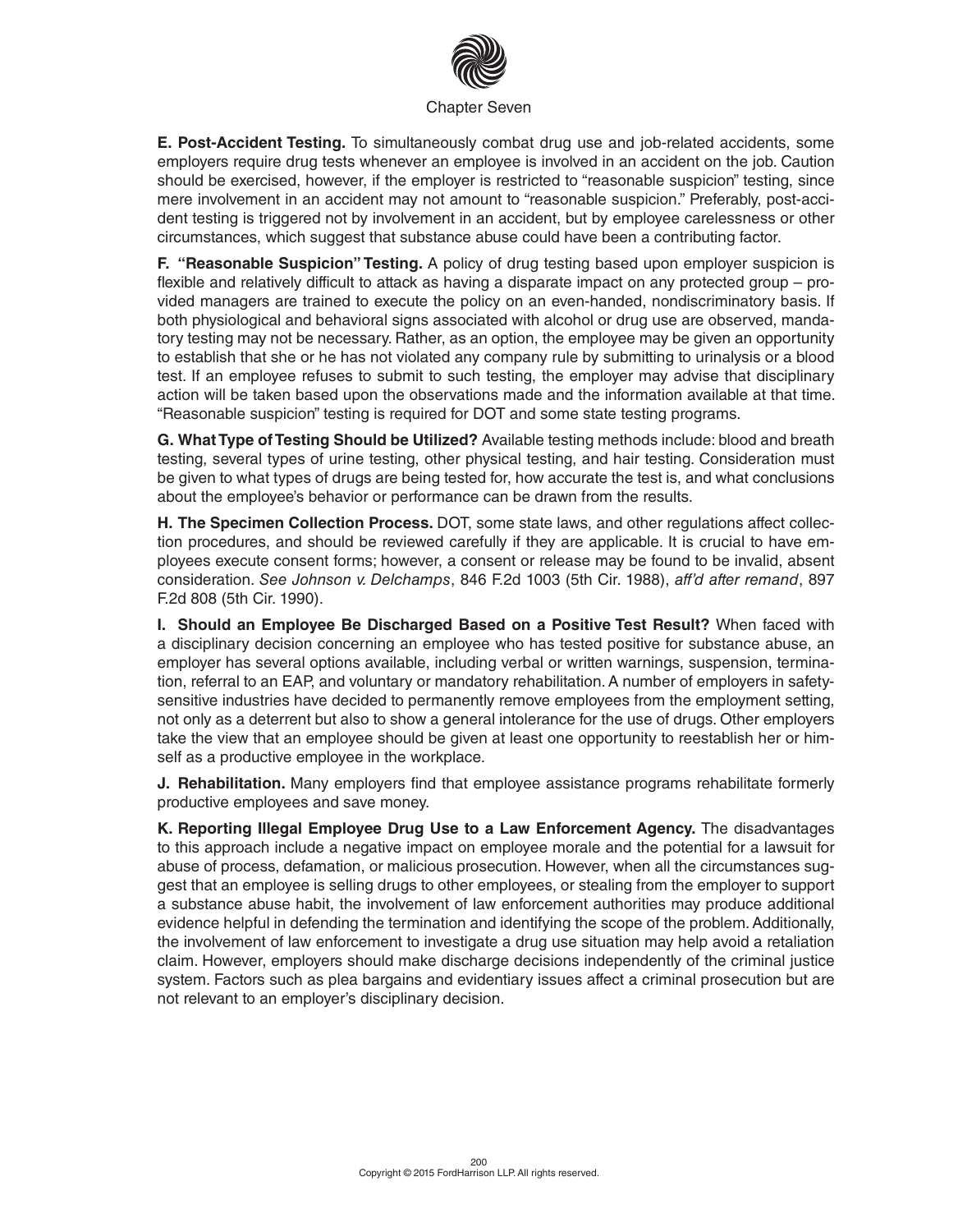**E. Post-Accident Testing.** To simultaneously combat drug use and job-related accidents, some employers require drug tests whenever an employee is involved in an accident on the job. Caution should be exercised, however, if the employer is restricted to "reasonable suspicion" testing, since mere involvement in an accident may not amount to "reasonable suspicion." Preferably, post-accident testing is triggered not by involvement in an accident, but by employee carelessness or other circumstances, which suggest that substance abuse could have been a contributing factor.

**F. "Reasonable Suspicion" Testing.** A policy of drug testing based upon employer suspicion is flexible and relatively difficult to attack as having a disparate impact on any protected group – provided managers are trained to execute the policy on an even-handed, nondiscriminatory basis. If both physiological and behavioral signs associated with alcohol or drug use are observed, mandatory testing may not be necessary. Rather, as an option, the employee may be given an opportunity to establish that she or he has not violated any company rule by submitting to urinalysis or a blood test. If an employee refuses to submit to such testing, the employer may advise that disciplinary action will be taken based upon the observations made and the information available at that time. "Reasonable suspicion" testing is required for DOT and some state testing programs.

**G. What Type of Testing Should be Utilized?** Available testing methods include: blood and breath testing, several types of urine testing, other physical testing, and hair testing. Consideration must be given to what types of drugs are being tested for, how accurate the test is, and what conclusions about the employee's behavior or performance can be drawn from the results.

**H. The Specimen Collection Process.** DOT, some state laws, and other regulations affect collection procedures, and should be reviewed carefully if they are applicable. It is crucial to have employees execute consent forms; however, a consent or release may be found to be invalid, absent consideration. *See Johnson v. Delchamps*, 846 F.2d 1003 (5th Cir. 1988), *aff'd after remand*, 897 F.2d 808 (5th Cir. 1990).

**I. Should an Employee Be Discharged Based on a Positive Test Result?** When faced with a disciplinary decision concerning an employee who has tested positive for substance abuse, an employer has several options available, including verbal or written warnings, suspension, termination, referral to an EAP, and voluntary or mandatory rehabilitation. A number of employers in safety-sensitive industries have decided to permanently remove employees from the employment setting, not only as a deterrent but also to show a general intolerance for the use of drugs. Other employers take the view that an employee should be given at least one opportunity to reestablish her or himself as a productive employee in the workplace.

**J. Rehabilitation.** Many employers find that employee assistance programs rehabilitate formerly productive employees and save money.

**K. Reporting Illegal Employee Drug Use to a Law Enforcement Agency.** The disadvantages to this approach include a negative impact on employee morale and the potential for a lawsuit for abuse of process, defamation, or malicious prosecution. However, when all the circumstances suggest that an employee is selling drugs to other employees, or stealing from the employer to support a substance abuse habit, the involvement of law enforcement authorities may produce additional evidence helpful in defending the termination and identifying the scope of the problem. Additionally, the involvement of law enforcement to investigate a drug use situation may help avoid a retaliation claim. However, employers should make discharge decisions independently of the criminal justice system. Factors such as plea bargains and evidentiary issues affect a criminal prosecution but are not relevant to an employer's disciplinary decision.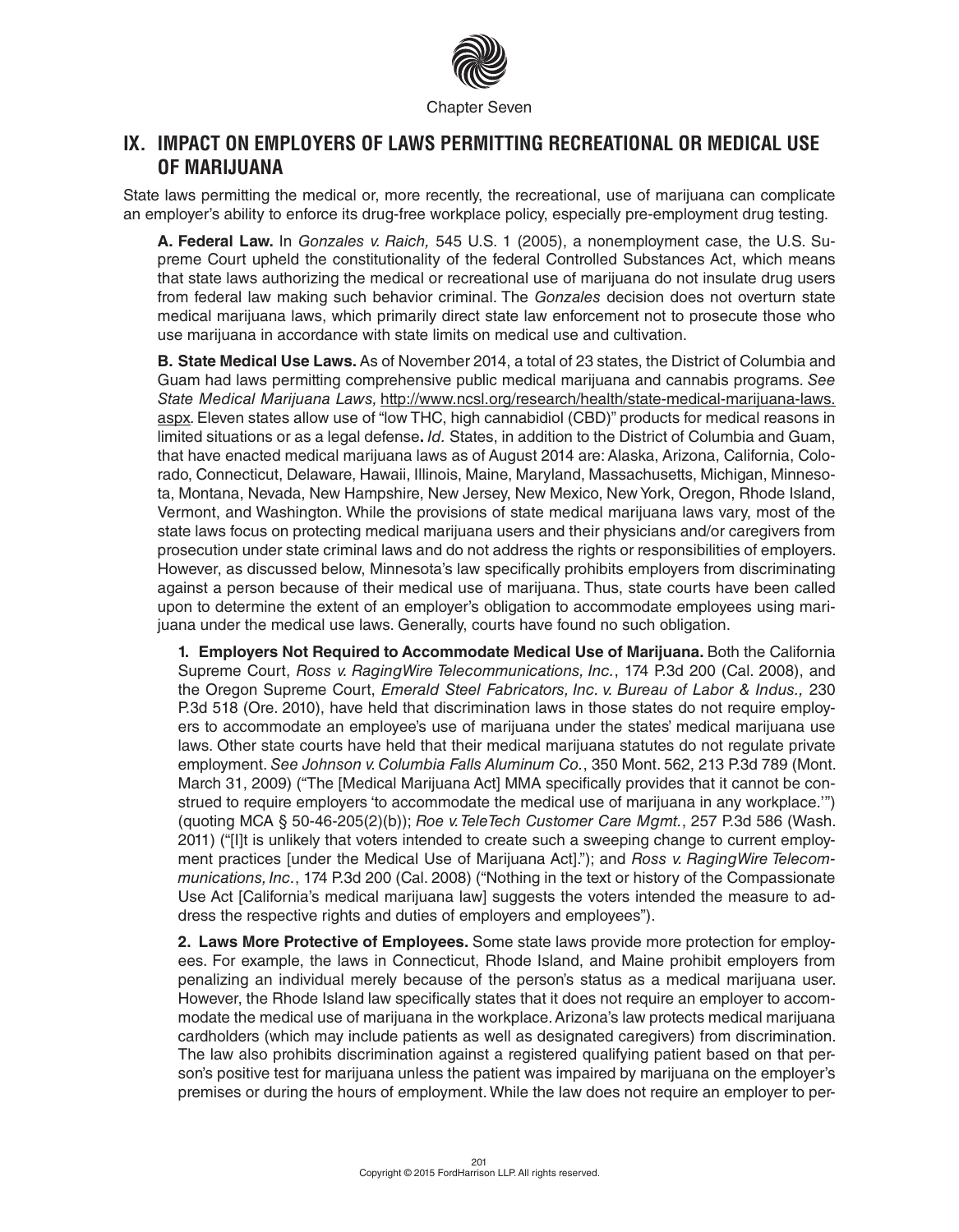## IX. IMPACT ON EMPLOYERS OF LAWS PERMITTING RECREATIONAL OR MEDICAL USE OF MARIJUANA

State laws permitting the medical or, more recently, the recreational, use of marijuana can complicate an employer's ability to enforce its drug-free workplace policy, especially pre-employment drug testing.

**A. Federal Law.** In *Gonzales v. Raich,* 545 U.S. 1 (2005), a nonemployment case, the U.S. Supreme Court upheld the constitutionality of the federal Controlled Substances Act, which means that state laws authorizing the medical or recreational use of marijuana do not insulate drug users from federal law making such behavior criminal. The *Gonzales* decision does not overturn state medical marijuana laws, which primarily direct state law enforcement not to prosecute those who use marijuana in accordance with state limits on medical use and cultivation.

**B. State Medical Use Laws.** As of November 2014, a total of 23 states, the District of Columbia and Guam had laws permitting comprehensive public medical marijuana and cannabis programs. *See State Medical Marijuana Laws,* http://www.ncsl.org/research/health/state-medical-marijuana-laws.aspx. Eleven states allow use of "low THC, high cannabidiol (CBD)" products for medical reasons in limited situations or as a legal defense**.** *Id.* States, in addition to the District of Columbia and Guam, that have enacted medical marijuana laws as of August 2014 are: Alaska, Arizona, California, Colorado, Connecticut, Delaware, Hawaii, Illinois, Maine, Maryland, Massachusetts, Michigan, Minnesota, Montana, Nevada, New Hampshire, New Jersey, New Mexico, New York, Oregon, Rhode Island, Vermont, and Washington. While the provisions of state medical marijuana laws vary, most of the state laws focus on protecting medical marijuana users and their physicians and/or caregivers from prosecution under state criminal laws and do not address the rights or responsibilities of employers. However, as discussed below, Minnesota's law specifically prohibits employers from discriminating against a person because of their medical use of marijuana. Thus, state courts have been called upon to determine the extent of an employer's obligation to accommodate employees using marijuana under the medical use laws. Generally, courts have found no such obligation.

**1. Employers Not Required to Accommodate Medical Use of Marijuana.** Both the California Supreme Court, *Ross v. RagingWire Telecommunications, Inc.*, 174 P.3d 200 (Cal. 2008), and the Oregon Supreme Court, *Emerald Steel Fabricators, Inc. v. Bureau of Labor & Indus.,* 230 P.3d 518 (Ore. 2010), have held that discrimination laws in those states do not require employers to accommodate an employee's use of marijuana under the states' medical marijuana use laws. Other state courts have held that their medical marijuana statutes do not regulate private employment. *See Johnson v. Columbia Falls Aluminum Co.*, 350 Mont. 562, 213 P.3d 789 (Mont. March 31, 2009) ("The [Medical Marijuana Act] MMA specifically provides that it cannot be construed to require employers 'to accommodate the medical use of marijuana in any workplace.'") (quoting MCA § 50-46-205(2)(b)); *Roe v. TeleTech Customer Care Mgmt.*, 257 P.3d 586 (Wash. 2011) ("[I]t is unlikely that voters intended to create such a sweeping change to current employment practices [under the Medical Use of Marijuana Act]."); and *Ross v. RagingWire Telecommunications, Inc.*, 174 P.3d 200 (Cal. 2008) ("Nothing in the text or history of the Compassionate Use Act [California's medical marijuana law] suggests the voters intended the measure to address the respective rights and duties of employers and employees").

**2. Laws More Protective of Employees.** Some state laws provide more protection for employees. For example, the laws in Connecticut, Rhode Island, and Maine prohibit employers from penalizing an individual merely because of the person's status as a medical marijuana user. However, the Rhode Island law specifically states that it does not require an employer to accommodate the medical use of marijuana in the workplace. Arizona's law protects medical marijuana cardholders (which may include patients as well as designated caregivers) from discrimination. The law also prohibits discrimination against a registered qualifying patient based on that person's positive test for marijuana unless the patient was impaired by marijuana on the employer's premises or during the hours of employment. While the law does not require an employer to per-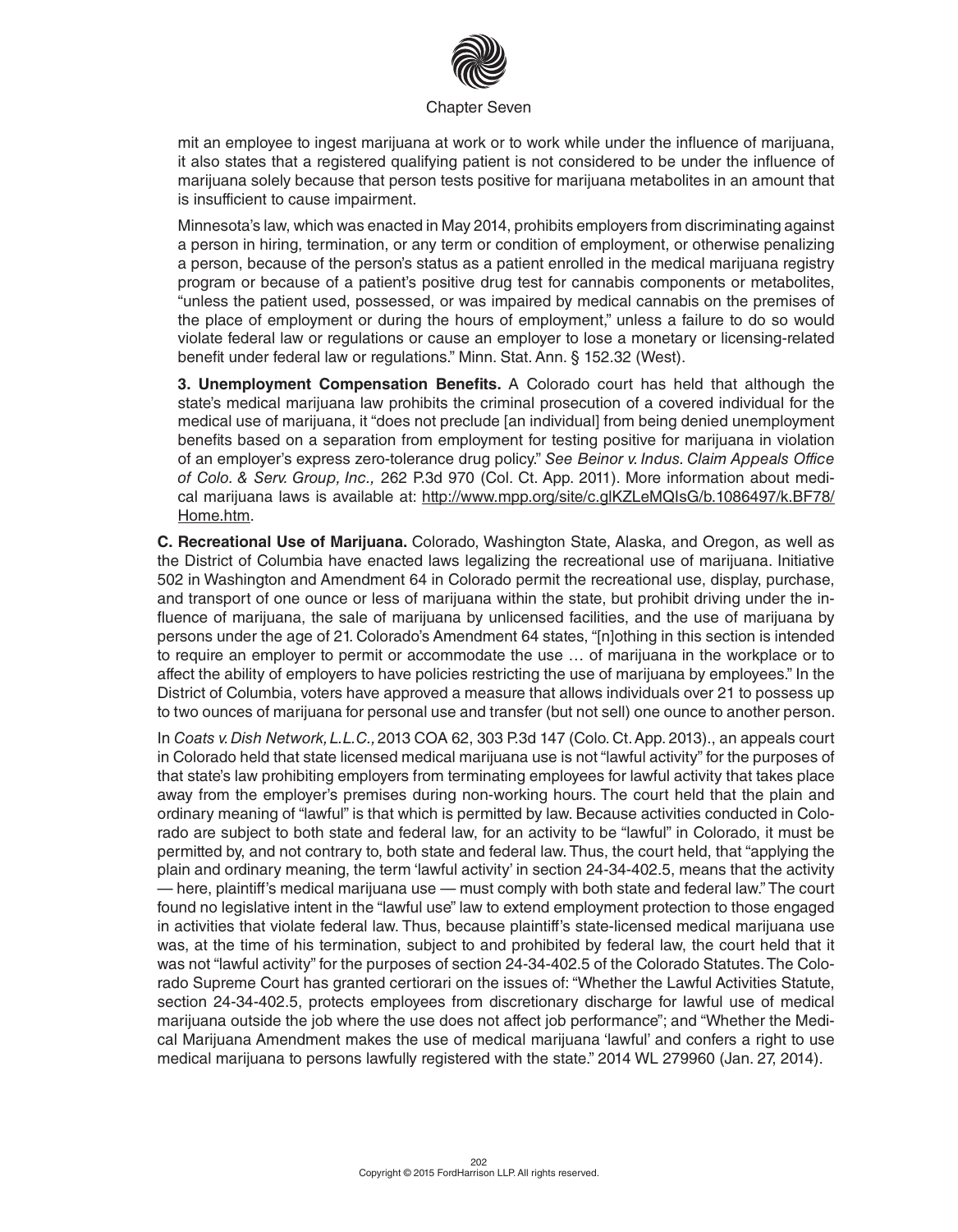mit an employee to ingest marijuana at work or to work while under the influence of marijuana, it also states that a registered qualifying patient is not considered to be under the influence of marijuana solely because that person tests positive for marijuana metabolites in an amount that is insufficient to cause impairment.

Minnesota's law, which was enacted in May 2014, prohibits employers from discriminating against a person in hiring, termination, or any term or condition of employment, or otherwise penalizing a person, because of the person's status as a patient enrolled in the medical marijuana registry program or because of a patient's positive drug test for cannabis components or metabolites, "unless the patient used, possessed, or was impaired by medical cannabis on the premises of the place of employment or during the hours of employment," unless a failure to do so would violate federal law or regulations or cause an employer to lose a monetary or licensing-related benefit under federal law or regulations." Minn. Stat. Ann. § 152.32 (West).

**3. Unemployment Compensation Benefits.** A Colorado court has held that although the state's medical marijuana law prohibits the criminal prosecution of a covered individual for the medical use of marijuana, it "does not preclude [an individual] from being denied unemployment benefits based on a separation from employment for testing positive for marijuana in violation of an employer's express zero-tolerance drug policy." *See Beinor v. Indus. Claim Appeals Office of Colo. & Serv. Group, Inc.,* 262 P.3d 970 (Col. Ct. App. 2011). More information about medical marijuana laws is available at: http://www.mpp.org/site/c.glKZLeMQIsG/b.1086497/k.BF78/Home.htm.

**C. Recreational Use of Marijuana.** Colorado, Washington State, Alaska, and Oregon, as well as the District of Columbia have enacted laws legalizing the recreational use of marijuana. Initiative 502 in Washington and Amendment 64 in Colorado permit the recreational use, display, purchase, and transport of one ounce or less of marijuana within the state, but prohibit driving under the influence of marijuana, the sale of marijuana by unlicensed facilities, and the use of marijuana by persons under the age of 21. Colorado's Amendment 64 states, "[n]othing in this section is intended to require an employer to permit or accommodate the use … of marijuana in the workplace or to affect the ability of employers to have policies restricting the use of marijuana by employees." In the District of Columbia, voters have approved a measure that allows individuals over 21 to possess up to two ounces of marijuana for personal use and transfer (but not sell) one ounce to another person.

In *Coats v. Dish Network, L.L.C.,* 2013 COA 62, 303 P.3d 147 (Colo. Ct. App. 2013)., an appeals court in Colorado held that state licensed medical marijuana use is not "lawful activity" for the purposes of that state's law prohibiting employers from terminating employees for lawful activity that takes place away from the employer's premises during non-working hours. The court held that the plain and ordinary meaning of "lawful" is that which is permitted by law. Because activities conducted in Colorado are subject to both state and federal law, for an activity to be "lawful" in Colorado, it must be permitted by, and not contrary to, both state and federal law. Thus, the court held, that "applying the plain and ordinary meaning, the term 'lawful activity' in section 24-34-402.5, means that the activity — here, plaintiff's medical marijuana use — must comply with both state and federal law." The court found no legislative intent in the "lawful use" law to extend employment protection to those engaged in activities that violate federal law. Thus, because plaintiff's state-licensed medical marijuana use was, at the time of his termination, subject to and prohibited by federal law, the court held that it was not "lawful activity" for the purposes of section 24-34-402.5 of the Colorado Statutes. The Colorado Supreme Court has granted certiorari on the issues of: "Whether the Lawful Activities Statute, section 24-34-402.5, protects employees from discretionary discharge for lawful use of medical marijuana outside the job where the use does not affect job performance"; and "Whether the Medical Marijuana Amendment makes the use of medical marijuana 'lawful' and confers a right to use medical marijuana to persons lawfully registered with the state." 2014 WL 279960 (Jan. 27, 2014).